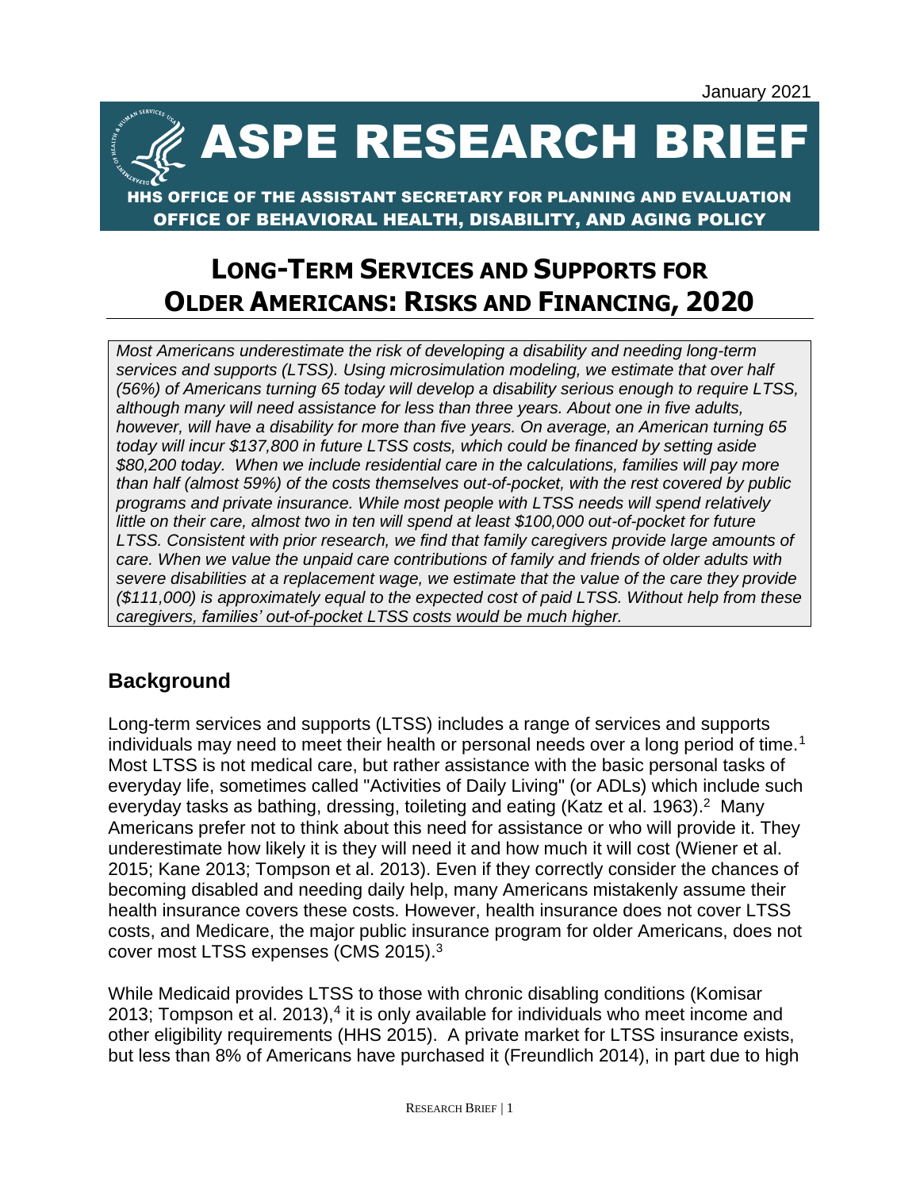January 2021

# ASPE RESEARCH BRIEF

HHS OFFICE OF THE ASSISTANT SECRETARY FOR PLANNING AND EVALUATION
OFFICE OF BEHAVIORAL HEALTH, DISABILITY, AND AGING POLICY

# LONG-TERM SERVICES AND SUPPORTS FOR OLDER AMERICANS: RISKS AND FINANCING, 2020

*Most Americans underestimate the risk of developing a disability and needing long-term services and supports (LTSS). Using microsimulation modeling, we estimate that over half (56%) of Americans turning 65 today will develop a disability serious enough to require LTSS, although many will need assistance for less than three years. About one in five adults, however, will have a disability for more than five years. On average, an American turning 65 today will incur $137,800 in future LTSS costs, which could be financed by setting aside $80,200 today. When we include residential care in the calculations, families will pay more than half (almost 59%) of the costs themselves out-of-pocket, with the rest covered by public programs and private insurance. While most people with LTSS needs will spend relatively little on their care, almost two in ten will spend at least $100,000 out-of-pocket for future LTSS. Consistent with prior research, we find that family caregivers provide large amounts of care. When we value the unpaid care contributions of family and friends of older adults with severe disabilities at a replacement wage, we estimate that the value of the care they provide ($111,000) is approximately equal to the expected cost of paid LTSS. Without help from these caregivers, families' out-of-pocket LTSS costs would be much higher.*

## Background

Long-term services and supports (LTSS) includes a range of services and supports individuals may need to meet their health or personal needs over a long period of time.[1] Most LTSS is not medical care, but rather assistance with the basic personal tasks of everyday life, sometimes called "Activities of Daily Living" (or ADLs) which include such everyday tasks as bathing, dressing, toileting and eating (Katz et al. 1963).[2] Many Americans prefer not to think about this need for assistance or who will provide it. They underestimate how likely it is they will need it and how much it will cost (Wiener et al. 2015; Kane 2013; Tompson et al. 2013). Even if they correctly consider the chances of becoming disabled and needing daily help, many Americans mistakenly assume their health insurance covers these costs. However, health insurance does not cover LTSS costs, and Medicare, the major public insurance program for older Americans, does not cover most LTSS expenses (CMS 2015).[3]

While Medicaid provides LTSS to those with chronic disabling conditions (Komisar 2013; Tompson et al. 2013),[4] it is only available for individuals who meet income and other eligibility requirements (HHS 2015). A private market for LTSS insurance exists, but less than 8% of Americans have purchased it (Freundlich 2014), in part due to high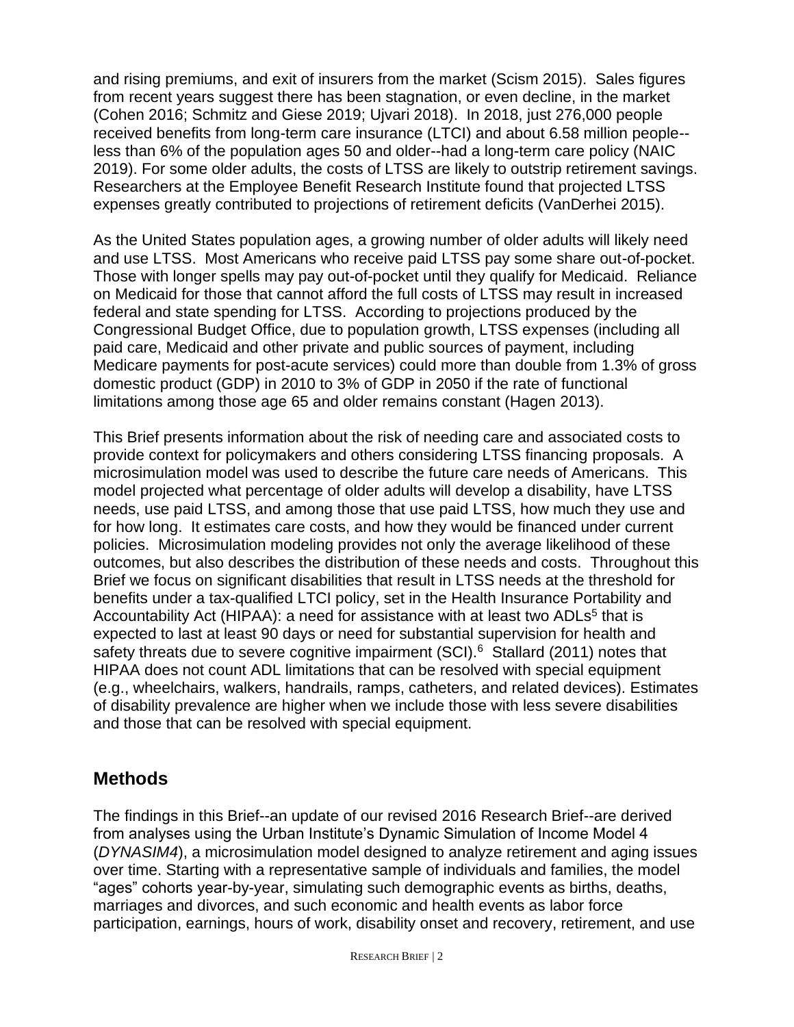and rising premiums, and exit of insurers from the market (Scism 2015). Sales figures from recent years suggest there has been stagnation, or even decline, in the market (Cohen 2016; Schmitz and Giese 2019; Ujvari 2018). In 2018, just 276,000 people received benefits from long-term care insurance (LTCI) and about 6.58 million people--less than 6% of the population ages 50 and older--had a long-term care policy (NAIC 2019). For some older adults, the costs of LTSS are likely to outstrip retirement savings. Researchers at the Employee Benefit Research Institute found that projected LTSS expenses greatly contributed to projections of retirement deficits (VanDerhei 2015).

As the United States population ages, a growing number of older adults will likely need and use LTSS. Most Americans who receive paid LTSS pay some share out-of-pocket. Those with longer spells may pay out-of-pocket until they qualify for Medicaid. Reliance on Medicaid for those that cannot afford the full costs of LTSS may result in increased federal and state spending for LTSS. According to projections produced by the Congressional Budget Office, due to population growth, LTSS expenses (including all paid care, Medicaid and other private and public sources of payment, including Medicare payments for post-acute services) could more than double from 1.3% of gross domestic product (GDP) in 2010 to 3% of GDP in 2050 if the rate of functional limitations among those age 65 and older remains constant (Hagen 2013).

This Brief presents information about the risk of needing care and associated costs to provide context for policymakers and others considering LTSS financing proposals. A microsimulation model was used to describe the future care needs of Americans. This model projected what percentage of older adults will develop a disability, have LTSS needs, use paid LTSS, and among those that use paid LTSS, how much they use and for how long. It estimates care costs, and how they would be financed under current policies. Microsimulation modeling provides not only the average likelihood of these outcomes, but also describes the distribution of these needs and costs. Throughout this Brief we focus on significant disabilities that result in LTSS needs at the threshold for benefits under a tax-qualified LTCI policy, set in the Health Insurance Portability and Accountability Act (HIPAA): a need for assistance with at least two ADLs[5] that is expected to last at least 90 days or need for substantial supervision for health and safety threats due to severe cognitive impairment (SCI).[6] Stallard (2011) notes that HIPAA does not count ADL limitations that can be resolved with special equipment (e.g., wheelchairs, walkers, handrails, ramps, catheters, and related devices). Estimates of disability prevalence are higher when we include those with less severe disabilities and those that can be resolved with special equipment.

## Methods

The findings in this Brief--an update of our revised 2016 Research Brief--are derived from analyses using the Urban Institute's Dynamic Simulation of Income Model 4 (*DYNASIM4*), a microsimulation model designed to analyze retirement and aging issues over time. Starting with a representative sample of individuals and families, the model "ages" cohorts year-by-year, simulating such demographic events as births, deaths, marriages and divorces, and such economic and health events as labor force participation, earnings, hours of work, disability onset and recovery, retirement, and use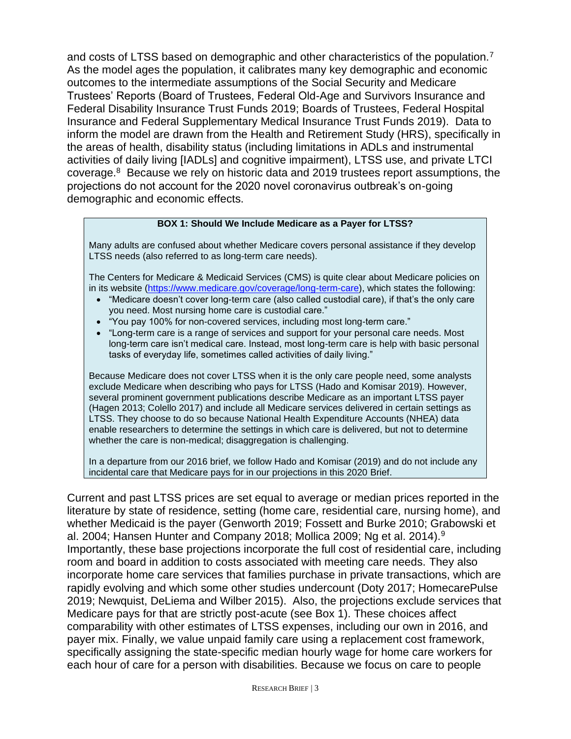and costs of LTSS based on demographic and other characteristics of the population.[7] As the model ages the population, it calibrates many key demographic and economic outcomes to the intermediate assumptions of the Social Security and Medicare Trustees' Reports (Board of Trustees, Federal Old-Age and Survivors Insurance and Federal Disability Insurance Trust Funds 2019; Boards of Trustees, Federal Hospital Insurance and Federal Supplementary Medical Insurance Trust Funds 2019). Data to inform the model are drawn from the Health and Retirement Study (HRS), specifically in the areas of health, disability status (including limitations in ADLs and instrumental activities of daily living [IADLs] and cognitive impairment), LTSS use, and private LTCI coverage.[8] Because we rely on historic data and 2019 trustees report assumptions, the projections do not account for the 2020 novel coronavirus outbreak's on-going demographic and economic effects.

> **BOX 1: Should We Include Medicare as a Payer for LTSS?**
>
> Many adults are confused about whether Medicare covers personal assistance if they develop LTSS needs (also referred to as long-term care needs).
>
> The Centers for Medicare & Medicaid Services (CMS) is quite clear about Medicare policies on in its website (https://www.medicare.gov/coverage/long-term-care), which states the following:
>
> - "Medicare doesn't cover long-term care (also called custodial care), if that's the only care you need. Most nursing home care is custodial care."
> - "You pay 100% for non-covered services, including most long-term care."
> - "Long-term care is a range of services and support for your personal care needs. Most long-term care isn't medical care. Instead, most long-term care is help with basic personal tasks of everyday life, sometimes called activities of daily living."
>
> Because Medicare does not cover LTSS when it is the only care people need, some analysts exclude Medicare when describing who pays for LTSS (Hado and Komisar 2019). However, several prominent government publications describe Medicare as an important LTSS payer (Hagen 2013; Colello 2017) and include all Medicare services delivered in certain settings as LTSS. They choose to do so because National Health Expenditure Accounts (NHEA) data enable researchers to determine the settings in which care is delivered, but not to determine whether the care is non-medical; disaggregation is challenging.
>
> In a departure from our 2016 brief, we follow Hado and Komisar (2019) and do not include any incidental care that Medicare pays for in our projections in this 2020 Brief.

Current and past LTSS prices are set equal to average or median prices reported in the literature by state of residence, setting (home care, residential care, nursing home), and whether Medicaid is the payer (Genworth 2019; Fossett and Burke 2010; Grabowski et al. 2004; Hansen Hunter and Company 2018; Mollica 2009; Ng et al. 2014).[9] Importantly, these base projections incorporate the full cost of residential care, including room and board in addition to costs associated with meeting care needs. They also incorporate home care services that families purchase in private transactions, which are rapidly evolving and which some other studies undercount (Doty 2017; HomecarePulse 2019; Newquist, DeLiema and Wilber 2015). Also, the projections exclude services that Medicare pays for that are strictly post-acute (see Box 1). These choices affect comparability with other estimates of LTSS expenses, including our own in 2016, and payer mix. Finally, we value unpaid family care using a replacement cost framework, specifically assigning the state-specific median hourly wage for home care workers for each hour of care for a person with disabilities. Because we focus on care to people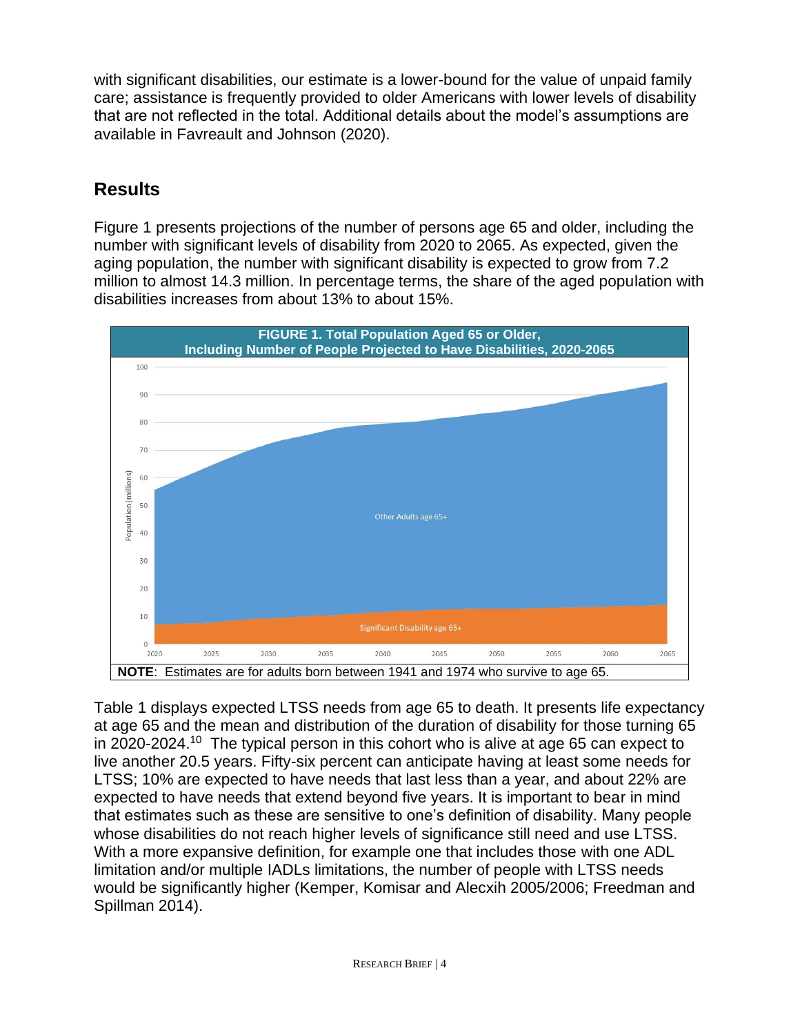with significant disabilities, our estimate is a lower-bound for the value of unpaid family care; assistance is frequently provided to older Americans with lower levels of disability that are not reflected in the total. Additional details about the model's assumptions are available in Favreault and Johnson (2020).

## Results

Figure 1 presents projections of the number of persons age 65 and older, including the number with significant levels of disability from 2020 to 2065. As expected, given the aging population, the number with significant disability is expected to grow from 7.2 million to almost 14.3 million. In percentage terms, the share of the aged population with disabilities increases from about 13% to about 15%.

**FIGURE 1. Total Population Aged 65 or Older, Including Number of People Projected to Have Disabilities, 2020-2065**

**NOTE**: Estimates are for adults born between 1941 and 1974 who survive to age 65.

Table 1 displays expected LTSS needs from age 65 to death. It presents life expectancy at age 65 and the mean and distribution of the duration of disability for those turning 65 in 2020-2024.[10] The typical person in this cohort who is alive at age 65 can expect to live another 20.5 years. Fifty-six percent can anticipate having at least some needs for LTSS; 10% are expected to have needs that last less than a year, and about 22% are expected to have needs that extend beyond five years. It is important to bear in mind that estimates such as these are sensitive to one's definition of disability. Many people whose disabilities do not reach higher levels of significance still need and use LTSS. With a more expansive definition, for example one that includes those with one ADL limitation and/or multiple IADLs limitations, the number of people with LTSS needs would be significantly higher (Kemper, Komisar and Alecxih 2005/2006; Freedman and Spillman 2014).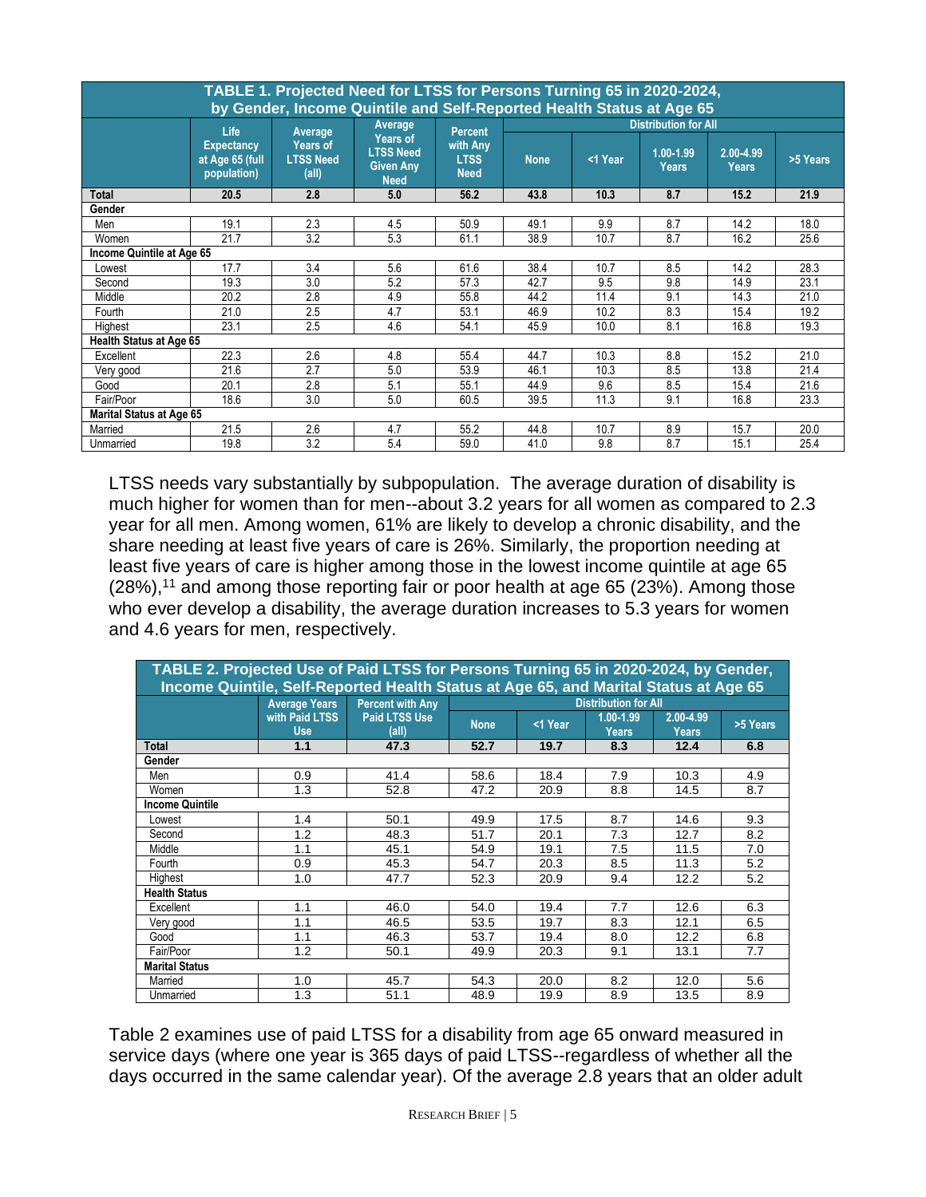| TABLE 1. Projected Need for LTSS for Persons Turning 65 in 2020-2024, by Gender, Income Quintile and Self-Reported Health Status at Age 65 | | | | | | | | | |
|---|---|---|---|---|---|---|---|---|---|
| | Life Expectancy at Age 65 (full population) | Average Years of LTSS Need (all) | Average Years of LTSS Need Given Any Need | Percent with Any LTSS Need | Distribution for All | | | | |
| | | | | | None | <1 Year | 1.00-1.99 Years | 2.00-4.99 Years | >5 Years |
| **Total** | **20.5** | **2.8** | **5.0** | **56.2** | **43.8** | **10.3** | **8.7** | **15.2** | **21.9** |
| **Gender** | | | | | | | | | |
| Men | 19.1 | 2.3 | 4.5 | 50.9 | 49.1 | 9.9 | 8.7 | 14.2 | 18.0 |
| Women | 21.7 | 3.2 | 5.3 | 61.1 | 38.9 | 10.7 | 8.7 | 16.2 | 25.6 |
| **Income Quintile at Age 65** | | | | | | | | | |
| Lowest | 17.7 | 3.4 | 5.6 | 61.6 | 38.4 | 10.7 | 8.5 | 14.2 | 28.3 |
| Second | 19.3 | 3.0 | 5.2 | 57.3 | 42.7 | 9.5 | 9.8 | 14.9 | 23.1 |
| Middle | 20.2 | 2.8 | 4.9 | 55.8 | 44.2 | 11.4 | 9.1 | 14.3 | 21.0 |
| Fourth | 21.0 | 2.5 | 4.7 | 53.1 | 46.9 | 10.2 | 8.3 | 15.4 | 19.2 |
| Highest | 23.1 | 2.5 | 4.6 | 54.1 | 45.9 | 10.0 | 8.1 | 16.8 | 19.3 |
| **Health Status at Age 65** | | | | | | | | | |
| Excellent | 22.3 | 2.6 | 4.8 | 55.4 | 44.7 | 10.3 | 8.8 | 15.2 | 21.0 |
| Very good | 21.6 | 2.7 | 5.0 | 53.9 | 46.1 | 10.3 | 8.5 | 13.8 | 21.4 |
| Good | 20.1 | 2.8 | 5.1 | 55.1 | 44.9 | 9.6 | 8.5 | 15.4 | 21.6 |
| Fair/Poor | 18.6 | 3.0 | 5.0 | 60.5 | 39.5 | 11.3 | 9.1 | 16.8 | 23.3 |
| **Marital Status at Age 65** | | | | | | | | | |
| Married | 21.5 | 2.6 | 4.7 | 55.2 | 44.8 | 10.7 | 8.9 | 15.7 | 20.0 |
| Unmarried | 19.8 | 3.2 | 5.4 | 59.0 | 41.0 | 9.8 | 8.7 | 15.1 | 25.4 |

LTSS needs vary substantially by subpopulation. The average duration of disability is much higher for women than for men--about 3.2 years for all women as compared to 2.3 year for all men. Among women, 61% are likely to develop a chronic disability, and the share needing at least five years of care is 26%. Similarly, the proportion needing at least five years of care is higher among those in the lowest income quintile at age 65 (28%),[11] and among those reporting fair or poor health at age 65 (23%). Among those who ever develop a disability, the average duration increases to 5.3 years for women and 4.6 years for men, respectively.

| TABLE 2. Projected Use of Paid LTSS for Persons Turning 65 in 2020-2024, by Gender, Income Quintile, Self-Reported Health Status at Age 65, and Marital Status at Age 65 | | | | | | | |
|---|---|---|---|---|---|---|---|
| | Average Years with Paid LTSS Use | Percent with Any Paid LTSS Use (all) | Distribution for All | | | | |
| | | | None | <1 Year | 1.00-1.99 Years | 2.00-4.99 Years | >5 Years |
| **Total** | **1.1** | **47.3** | **52.7** | **19.7** | **8.3** | **12.4** | **6.8** |
| **Gender** | | | | | | | |
| Men | 0.9 | 41.4 | 58.6 | 18.4 | 7.9 | 10.3 | 4.9 |
| Women | 1.3 | 52.8 | 47.2 | 20.9 | 8.8 | 14.5 | 8.7 |
| **Income Quintile** | | | | | | | |
| Lowest | 1.4 | 50.1 | 49.9 | 17.5 | 8.7 | 14.6 | 9.3 |
| Second | 1.2 | 48.3 | 51.7 | 20.1 | 7.3 | 12.7 | 8.2 |
| Middle | 1.1 | 45.1 | 54.9 | 19.1 | 7.5 | 11.5 | 7.0 |
| Fourth | 0.9 | 45.3 | 54.7 | 20.3 | 8.5 | 11.3 | 5.2 |
| Highest | 1.0 | 47.7 | 52.3 | 20.9 | 9.4 | 12.2 | 5.2 |
| **Health Status** | | | | | | | |
| Excellent | 1.1 | 46.0 | 54.0 | 19.4 | 7.7 | 12.6 | 6.3 |
| Very good | 1.1 | 46.5 | 53.5 | 19.7 | 8.3 | 12.1 | 6.5 |
| Good | 1.1 | 46.3 | 53.7 | 19.4 | 8.0 | 12.2 | 6.8 |
| Fair/Poor | 1.2 | 50.1 | 49.9 | 20.3 | 9.1 | 13.1 | 7.7 |
| **Marital Status** | | | | | | | |
| Married | 1.0 | 45.7 | 54.3 | 20.0 | 8.2 | 12.0 | 5.6 |
| Unmarried | 1.3 | 51.1 | 48.9 | 19.9 | 8.9 | 13.5 | 8.9 |

Table 2 examines use of paid LTSS for a disability from age 65 onward measured in service days (where one year is 365 days of paid LTSS--regardless of whether all the days occurred in the same calendar year). Of the average 2.8 years that an older adult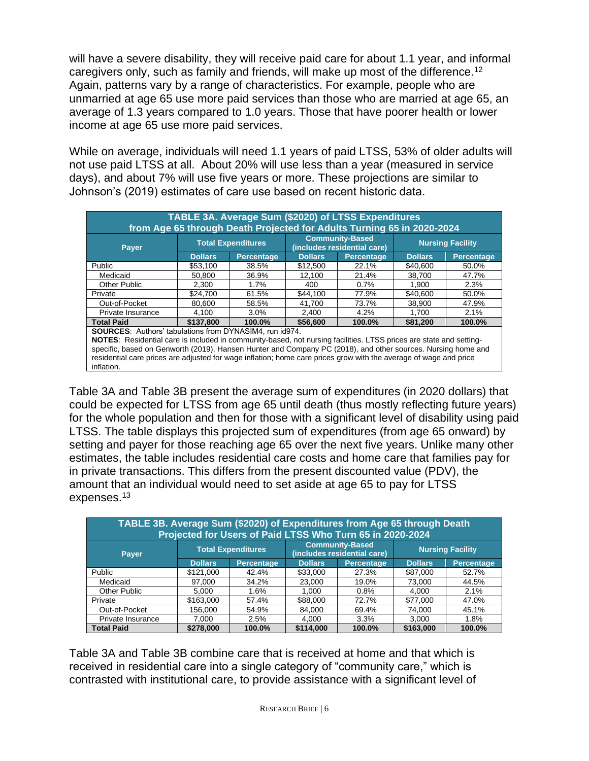will have a severe disability, they will receive paid care for about 1.1 year, and informal caregivers only, such as family and friends, will make up most of the difference.[12] Again, patterns vary by a range of characteristics. For example, people who are unmarried at age 65 use more paid services than those who are married at age 65, an average of 1.3 years compared to 1.0 years. Those that have poorer health or lower income at age 65 use more paid services.

While on average, individuals will need 1.1 years of paid LTSS, 53% of older adults will not use paid LTSS at all. About 20% will use less than a year (measured in service days), and about 7% will use five years or more. These projections are similar to Johnson's (2019) estimates of care use based on recent historic data.

**TABLE 3A. Average Sum ($2020) of LTSS Expenditures from Age 65 through Death Projected for Adults Turning 65 in 2020-2024**

| Payer | Total Expenditures | | Community-Based (includes residential care) | | Nursing Facility | |
|---|---|---|---|---|---|---|
| | Dollars | Percentage | Dollars | Percentage | Dollars | Percentage |
| Public | $53,100 | 38.5% | $12,500 | 22.1% | $40,600 | 50.0% |
| Medicaid | 50,800 | 36.9% | 12,100 | 21.4% | 38,700 | 47.7% |
| Other Public | 2,300 | 1.7% | 400 | 0.7% | 1,900 | 2.3% |
| Private | $24,700 | 61.5% | $44,100 | 77.9% | $40,600 | 50.0% |
| Out-of-Pocket | 80,600 | 58.5% | 41,700 | 73.7% | 38,900 | 47.9% |
| Private Insurance | 4,100 | 3.0% | 2,400 | 4.2% | 1,700 | 2.1% |
| **Total Paid** | **$137,800** | **100.0%** | **$56,600** | **100.0%** | **$81,200** | **100.0%** |

**SOURCES**: Authors' tabulations from DYNASIM4, run id974.
**NOTES**: Residential care is included in community-based, not nursing facilities. LTSS prices are state and setting-specific, based on Genworth (2019), Hansen Hunter and Company PC (2018), and other sources. Nursing home and residential care prices are adjusted for wage inflation; home care prices grow with the average of wage and price inflation.

Table 3A and Table 3B present the average sum of expenditures (in 2020 dollars) that could be expected for LTSS from age 65 until death (thus mostly reflecting future years) for the whole population and then for those with a significant level of disability using paid LTSS. The table displays this projected sum of expenditures (from age 65 onward) by setting and payer for those reaching age 65 over the next five years. Unlike many other estimates, the table includes residential care costs and home care that families pay for in private transactions. This differs from the present discounted value (PDV), the amount that an individual would need to set aside at age 65 to pay for LTSS expenses.[13]

**TABLE 3B. Average Sum ($2020) of Expenditures from Age 65 through Death Projected for Users of Paid LTSS Who Turn 65 in 2020-2024**

| Payer | Total Expenditures | | Community-Based (includes residential care) | | Nursing Facility | |
|---|---|---|---|---|---|---|
| | Dollars | Percentage | Dollars | Percentage | Dollars | Percentage |
| Public | $121,000 | 42.4% | $33,000 | 27.3% | $87,000 | 52.7% |
| Medicaid | 97,000 | 34.2% | 23,000 | 19.0% | 73,000 | 44.5% |
| Other Public | 5,000 | 1.6% | 1,000 | 0.8% | 4,000 | 2.1% |
| Private | $163,000 | 57.4% | $88,000 | 72.7% | $77,000 | 47.0% |
| Out-of-Pocket | 156,000 | 54.9% | 84,000 | 69.4% | 74,000 | 45.1% |
| Private Insurance | 7,000 | 2.5% | 4,000 | 3.3% | 3,000 | 1.8% |
| **Total Paid** | **$278,000** | **100.0%** | **$114,000** | **100.0%** | **$163,000** | **100.0%** |

Table 3A and Table 3B combine care that is received at home and that which is received in residential care into a single category of "community care," which is contrasted with institutional care, to provide assistance with a significant level of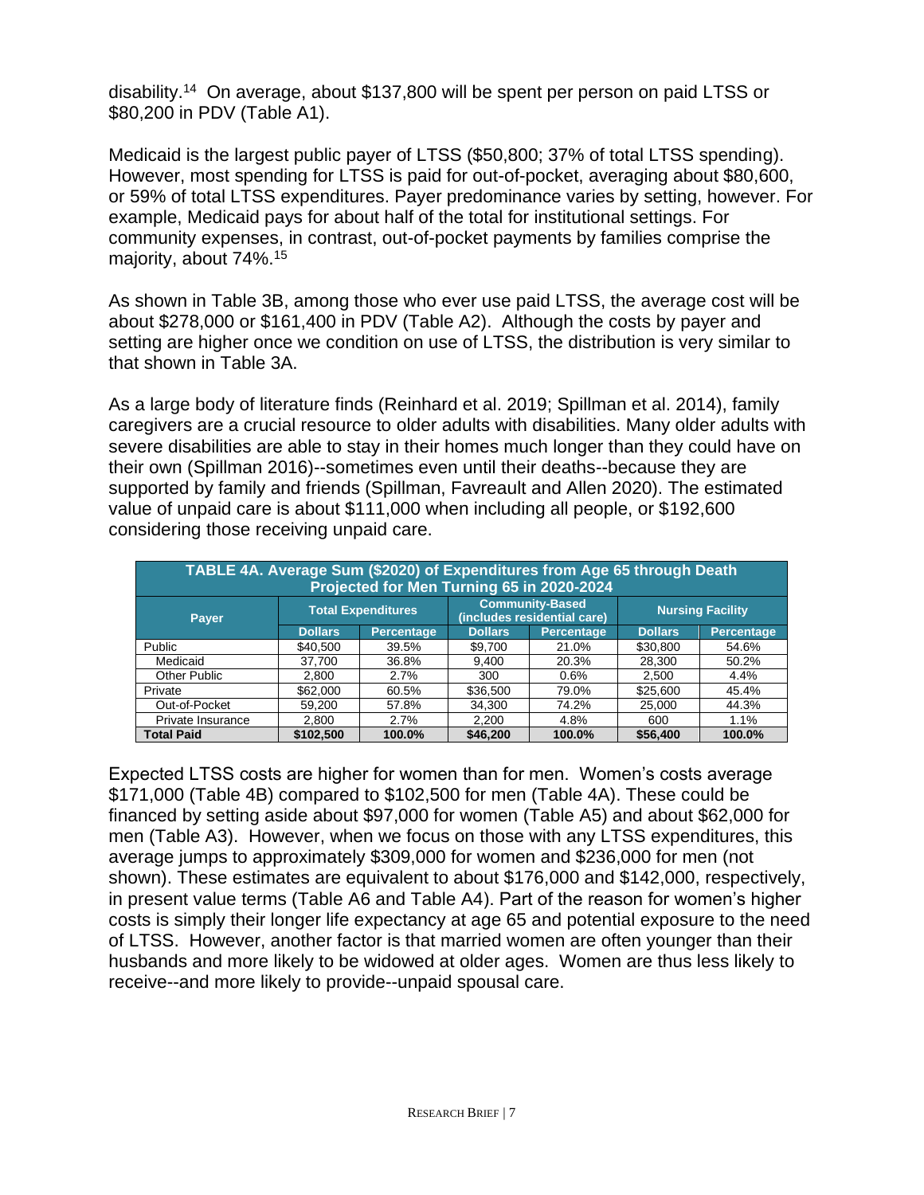disability.[14] On average, about $137,800 will be spent per person on paid LTSS or $80,200 in PDV (Table A1).

Medicaid is the largest public payer of LTSS ($50,800; 37% of total LTSS spending). However, most spending for LTSS is paid for out-of-pocket, averaging about $80,600, or 59% of total LTSS expenditures. Payer predominance varies by setting, however. For example, Medicaid pays for about half of the total for institutional settings. For community expenses, in contrast, out-of-pocket payments by families comprise the majority, about 74%.[15]

As shown in Table 3B, among those who ever use paid LTSS, the average cost will be about $278,000 or $161,400 in PDV (Table A2). Although the costs by payer and setting are higher once we condition on use of LTSS, the distribution is very similar to that shown in Table 3A.

As a large body of literature finds (Reinhard et al. 2019; Spillman et al. 2014), family caregivers are a crucial resource to older adults with disabilities. Many older adults with severe disabilities are able to stay in their homes much longer than they could have on their own (Spillman 2016)--sometimes even until their deaths--because they are supported by family and friends (Spillman, Favreault and Allen 2020). The estimated value of unpaid care is about $111,000 when including all people, or $192,600 considering those receiving unpaid care.

**TABLE 4A. Average Sum ($2020) of Expenditures from Age 65 through Death Projected for Men Turning 65 in 2020-2024**

| Payer | Total Expenditures | | Community-Based (includes residential care) | | Nursing Facility | |
|---|---|---|---|---|---|---|
| | Dollars | Percentage | Dollars | Percentage | Dollars | Percentage |
| Public | $40,500 | 39.5% | $9,700 | 21.0% | $30,800 | 54.6% |
| Medicaid | 37,700 | 36.8% | 9,400 | 20.3% | 28,300 | 50.2% |
| Other Public | 2,800 | 2.7% | 300 | 0.6% | 2,500 | 4.4% |
| Private | $62,000 | 60.5% | $36,500 | 79.0% | $25,600 | 45.4% |
| Out-of-Pocket | 59,200 | 57.8% | 34,300 | 74.2% | 25,000 | 44.3% |
| Private Insurance | 2,800 | 2.7% | 2,200 | 4.8% | 600 | 1.1% |
| **Total Paid** | **$102,500** | **100.0%** | **$46,200** | **100.0%** | **$56,400** | **100.0%** |

Expected LTSS costs are higher for women than for men. Women's costs average $171,000 (Table 4B) compared to $102,500 for men (Table 4A). These could be financed by setting aside about $97,000 for women (Table A5) and about $62,000 for men (Table A3). However, when we focus on those with any LTSS expenditures, this average jumps to approximately $309,000 for women and $236,000 for men (not shown). These estimates are equivalent to about $176,000 and $142,000, respectively, in present value terms (Table A6 and Table A4). Part of the reason for women's higher costs is simply their longer life expectancy at age 65 and potential exposure to the need of LTSS. However, another factor is that married women are often younger than their husbands and more likely to be widowed at older ages. Women are thus less likely to receive--and more likely to provide--unpaid spousal care.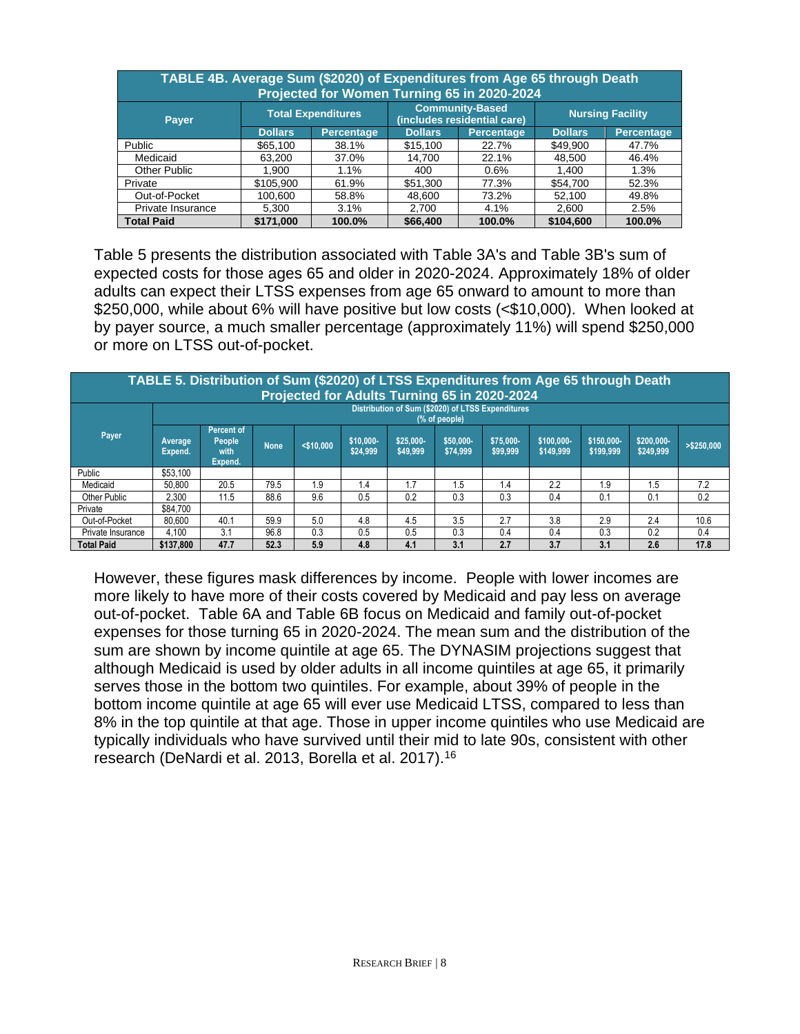| TABLE 4B. Average Sum ($2020) of Expenditures from Age 65 through Death Projected for Women Turning 65 in 2020-2024 | | | | | | |
|---|---|---|---|---|---|---|
| Payer | Total Expenditures | | Community-Based (includes residential care) | | Nursing Facility | |
| | Dollars | Percentage | Dollars | Percentage | Dollars | Percentage |
| Public | $65,100 | 38.1% | $15,100 | 22.7% | $49,900 | 47.7% |
| Medicaid | 63,200 | 37.0% | 14,700 | 22.1% | 48,500 | 46.4% |
| Other Public | 1,900 | 1.1% | 400 | 0.6% | 1,400 | 1.3% |
| Private | $105,900 | 61.9% | $51,300 | 77.3% | $54,700 | 52.3% |
| Out-of-Pocket | 100,600 | 58.8% | 48,600 | 73.2% | 52,100 | 49.8% |
| Private Insurance | 5,300 | 3.1% | 2,700 | 4.1% | 2,600 | 2.5% |
| **Total Paid** | **$171,000** | **100.0%** | **$66,400** | **100.0%** | **$104,600** | **100.0%** |

Table 5 presents the distribution associated with Table 3A's and Table 3B's sum of expected costs for those ages 65 and older in 2020-2024. Approximately 18% of older adults can expect their LTSS expenses from age 65 onward to amount to more than $250,000, while about 6% will have positive but low costs (<$10,000). When looked at by payer source, a much smaller percentage (approximately 11%) will spend $250,000 or more on LTSS out-of-pocket.

| TABLE 5. Distribution of Sum ($2020) of LTSS Expenditures from Age 65 through Death Projected for Adults Turning 65 in 2020-2024 | | | | | | | | | | | | |
|---|---|---|---|---|---|---|---|---|---|---|---|---|
| Payer | Distribution of Sum ($2020) of LTSS Expenditures (% of people) | | | | | | | | | | | |
| | Average Expend. | Percent of People with Expend. | None | <$10,000 | $10,000-$24,999 | $25,000-$49,999 | $50,000-$74,999 | $75,000-$99,999 | $100,000-$149,999 | $150,000-$199,999 | $200,000-$249,999 | >$250,000 |
| Public | $53,100 | | | | | | | | | | | |
| Medicaid | 50,800 | 20.5 | 79.5 | 1.9 | 1.4 | 1.7 | 1.5 | 1.4 | 2.2 | 1.9 | 1.5 | 7.2 |
| Other Public | 2,300 | 11.5 | 88.6 | 9.6 | 0.5 | 0.2 | 0.3 | 0.3 | 0.4 | 0.1 | 0.1 | 0.2 |
| Private | $84,700 | | | | | | | | | | | |
| Out-of-Pocket | 80,600 | 40.1 | 59.9 | 5.0 | 4.8 | 4.5 | 3.5 | 2.7 | 3.8 | 2.9 | 2.4 | 10.6 |
| Private Insurance | 4,100 | 3.1 | 96.8 | 0.3 | 0.5 | 0.5 | 0.3 | 0.4 | 0.4 | 0.3 | 0.2 | 0.4 |
| **Total Paid** | **$137,800** | **47.7** | **52.3** | **5.9** | **4.8** | **4.1** | **3.1** | **2.7** | **3.7** | **3.1** | **2.6** | **17.8** |

However, these figures mask differences by income. People with lower incomes are more likely to have more of their costs covered by Medicaid and pay less on average out-of-pocket. Table 6A and Table 6B focus on Medicaid and family out-of-pocket expenses for those turning 65 in 2020-2024. The mean sum and the distribution of the sum are shown by income quintile at age 65. The DYNASIM projections suggest that although Medicaid is used by older adults in all income quintiles at age 65, it primarily serves those in the bottom two quintiles. For example, about 39% of people in the bottom income quintile at age 65 will ever use Medicaid LTSS, compared to less than 8% in the top quintile at that age. Those in upper income quintiles who use Medicaid are typically individuals who have survived until their mid to late 90s, consistent with other research (DeNardi et al. 2013, Borella et al. 2017).[16]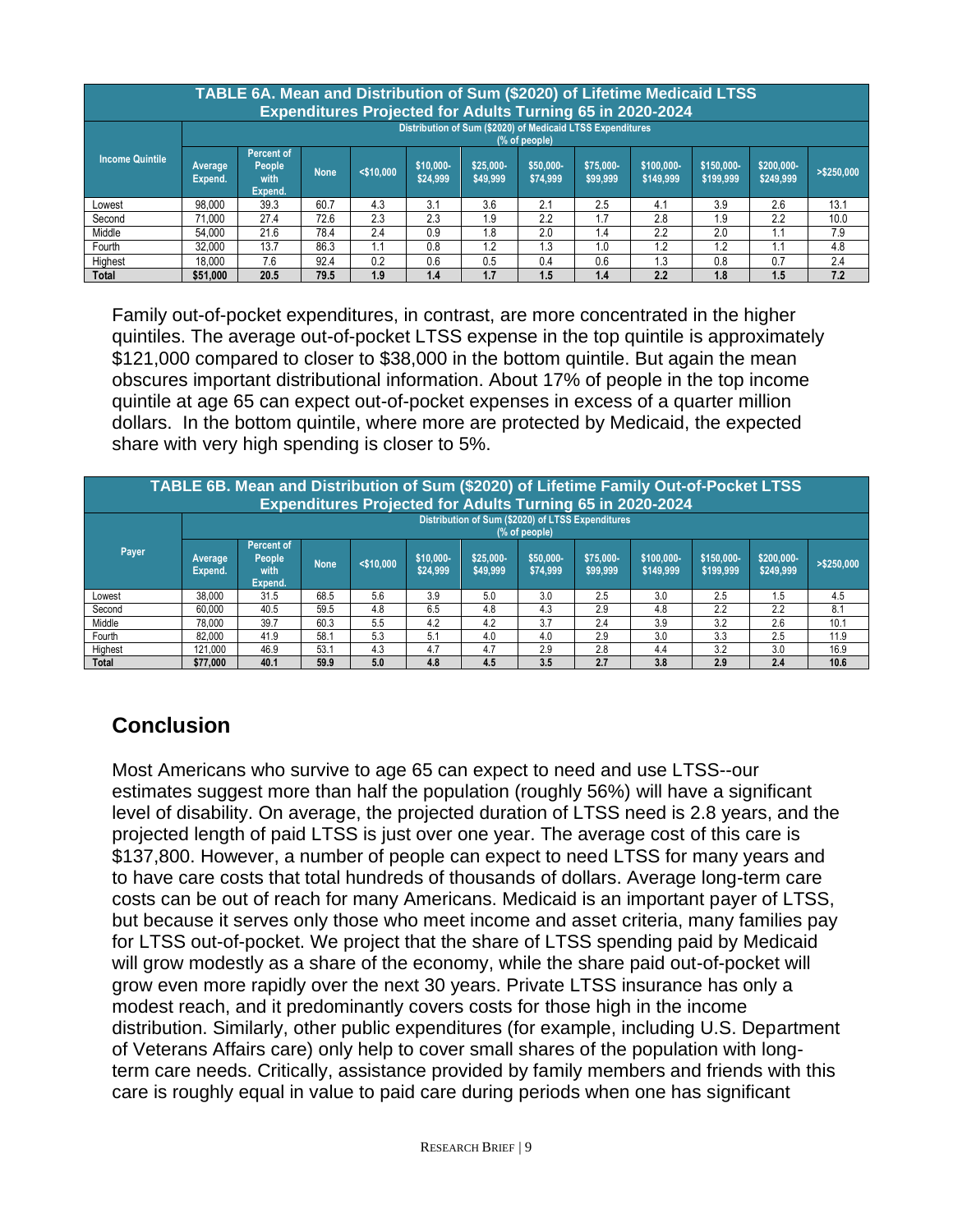| TABLE 6A. Mean and Distribution of Sum ($2020) of Lifetime Medicaid LTSS Expenditures Projected for Adults Turning 65 in 2020-2024 | | | | | | | | | | | | |
|---|---|---|---|---|---|---|---|---|---|---|---|---|
| Income Quintile | Distribution of Sum ($2020) of Medicaid LTSS Expenditures (% of people) | | | | | | | | | | | |
| | Average Expend. | Percent of People with Expend. | None | <$10,000 | $10,000-$24,999 | $25,000-$49,999 | $50,000-$74,999 | $75,000-$99,999 | $100,000-$149,999 | $150,000-$199,999 | $200,000-$249,999 | >$250,000 |
| Lowest | 98,000 | 39.3 | 60.7 | 4.3 | 3.1 | 3.6 | 2.1 | 2.5 | 4.1 | 3.9 | 2.6 | 13.1 |
| Second | 71,000 | 27.4 | 72.6 | 2.3 | 2.3 | 1.9 | 2.2 | 1.7 | 2.8 | 1.9 | 2.2 | 10.0 |
| Middle | 54,000 | 21.6 | 78.4 | 2.4 | 0.9 | 1.8 | 2.0 | 1.4 | 2.2 | 2.0 | 1.1 | 7.9 |
| Fourth | 32,000 | 13.7 | 86.3 | 1.1 | 0.8 | 1.2 | 1.3 | 1.0 | 1.2 | 1.2 | 1.1 | 4.8 |
| Highest | 18,000 | 7.6 | 92.4 | 0.2 | 0.6 | 0.5 | 0.4 | 0.6 | 1.3 | 0.8 | 0.7 | 2.4 |
| **Total** | **$51,000** | **20.5** | **79.5** | **1.9** | **1.4** | **1.7** | **1.5** | **1.4** | **2.2** | **1.8** | **1.5** | **7.2** |

Family out-of-pocket expenditures, in contrast, are more concentrated in the higher quintiles. The average out-of-pocket LTSS expense in the top quintile is approximately $121,000 compared to closer to $38,000 in the bottom quintile. But again the mean obscures important distributional information. About 17% of people in the top income quintile at age 65 can expect out-of-pocket expenses in excess of a quarter million dollars. In the bottom quintile, where more are protected by Medicaid, the expected share with very high spending is closer to 5%.

| TABLE 6B. Mean and Distribution of Sum ($2020) of Lifetime Family Out-of-Pocket LTSS Expenditures Projected for Adults Turning 65 in 2020-2024 | | | | | | | | | | | | |
|---|---|---|---|---|---|---|---|---|---|---|---|---|
| Payer | Distribution of Sum ($2020) of LTSS Expenditures (% of people) | | | | | | | | | | | |
| | Average Expend. | Percent of People with Expend. | None | <$10,000 | $10,000-$24,999 | $25,000-$49,999 | $50,000-$74,999 | $75,000-$99,999 | $100,000-$149,999 | $150,000-$199,999 | $200,000-$249,999 | >$250,000 |
| Lowest | 38,000 | 31.5 | 68.5 | 5.6 | 3.9 | 5.0 | 3.0 | 2.5 | 3.0 | 2.5 | 1.5 | 4.5 |
| Second | 60,000 | 40.5 | 59.5 | 4.8 | 6.5 | 4.8 | 4.3 | 2.9 | 4.8 | 2.2 | 2.2 | 8.1 |
| Middle | 78,000 | 39.7 | 60.3 | 5.5 | 4.2 | 4.2 | 3.7 | 2.4 | 3.9 | 3.2 | 2.6 | 10.1 |
| Fourth | 82,000 | 41.9 | 58.1 | 5.3 | 5.1 | 4.0 | 4.0 | 2.9 | 3.0 | 3.3 | 2.5 | 11.9 |
| Highest | 121,000 | 46.9 | 53.1 | 4.3 | 4.7 | 4.7 | 2.9 | 2.8 | 4.4 | 3.2 | 3.0 | 16.9 |
| **Total** | **$77,000** | **40.1** | **59.9** | **5.0** | **4.8** | **4.5** | **3.5** | **2.7** | **3.8** | **2.9** | **2.4** | **10.6** |

## Conclusion

Most Americans who survive to age 65 can expect to need and use LTSS--our estimates suggest more than half the population (roughly 56%) will have a significant level of disability. On average, the projected duration of LTSS need is 2.8 years, and the projected length of paid LTSS is just over one year. The average cost of this care is $137,800. However, a number of people can expect to need LTSS for many years and to have care costs that total hundreds of thousands of dollars. Average long-term care costs can be out of reach for many Americans. Medicaid is an important payer of LTSS, but because it serves only those who meet income and asset criteria, many families pay for LTSS out-of-pocket. We project that the share of LTSS spending paid by Medicaid will grow modestly as a share of the economy, while the share paid out-of-pocket will grow even more rapidly over the next 30 years. Private LTSS insurance has only a modest reach, and it predominantly covers costs for those high in the income distribution. Similarly, other public expenditures (for example, including U.S. Department of Veterans Affairs care) only help to cover small shares of the population with long-term care needs. Critically, assistance provided by family members and friends with this care is roughly equal in value to paid care during periods when one has significant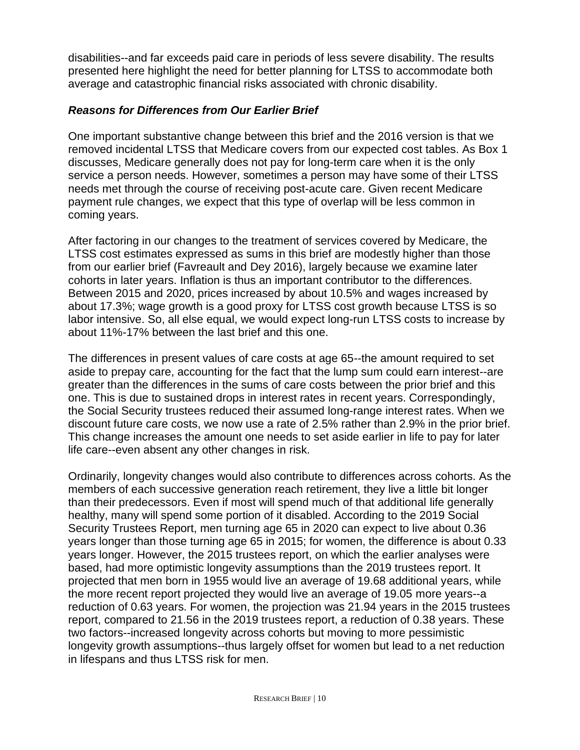disabilities--and far exceeds paid care in periods of less severe disability. The results presented here highlight the need for better planning for LTSS to accommodate both average and catastrophic financial risks associated with chronic disability.

### *Reasons for Differences from Our Earlier Brief*

One important substantive change between this brief and the 2016 version is that we removed incidental LTSS that Medicare covers from our expected cost tables. As Box 1 discusses, Medicare generally does not pay for long-term care when it is the only service a person needs. However, sometimes a person may have some of their LTSS needs met through the course of receiving post-acute care. Given recent Medicare payment rule changes, we expect that this type of overlap will be less common in coming years.

After factoring in our changes to the treatment of services covered by Medicare, the LTSS cost estimates expressed as sums in this brief are modestly higher than those from our earlier brief (Favreault and Dey 2016), largely because we examine later cohorts in later years. Inflation is thus an important contributor to the differences. Between 2015 and 2020, prices increased by about 10.5% and wages increased by about 17.3%; wage growth is a good proxy for LTSS cost growth because LTSS is so labor intensive. So, all else equal, we would expect long-run LTSS costs to increase by about 11%-17% between the last brief and this one.

The differences in present values of care costs at age 65--the amount required to set aside to prepay care, accounting for the fact that the lump sum could earn interest--are greater than the differences in the sums of care costs between the prior brief and this one. This is due to sustained drops in interest rates in recent years. Correspondingly, the Social Security trustees reduced their assumed long-range interest rates. When we discount future care costs, we now use a rate of 2.5% rather than 2.9% in the prior brief. This change increases the amount one needs to set aside earlier in life to pay for later life care--even absent any other changes in risk.

Ordinarily, longevity changes would also contribute to differences across cohorts. As the members of each successive generation reach retirement, they live a little bit longer than their predecessors. Even if most will spend much of that additional life generally healthy, many will spend some portion of it disabled. According to the 2019 Social Security Trustees Report, men turning age 65 in 2020 can expect to live about 0.36 years longer than those turning age 65 in 2015; for women, the difference is about 0.33 years longer. However, the 2015 trustees report, on which the earlier analyses were based, had more optimistic longevity assumptions than the 2019 trustees report. It projected that men born in 1955 would live an average of 19.68 additional years, while the more recent report projected they would live an average of 19.05 more years--a reduction of 0.63 years. For women, the projection was 21.94 years in the 2015 trustees report, compared to 21.56 in the 2019 trustees report, a reduction of 0.38 years. These two factors--increased longevity across cohorts but moving to more pessimistic longevity growth assumptions--thus largely offset for women but lead to a net reduction in lifespans and thus LTSS risk for men.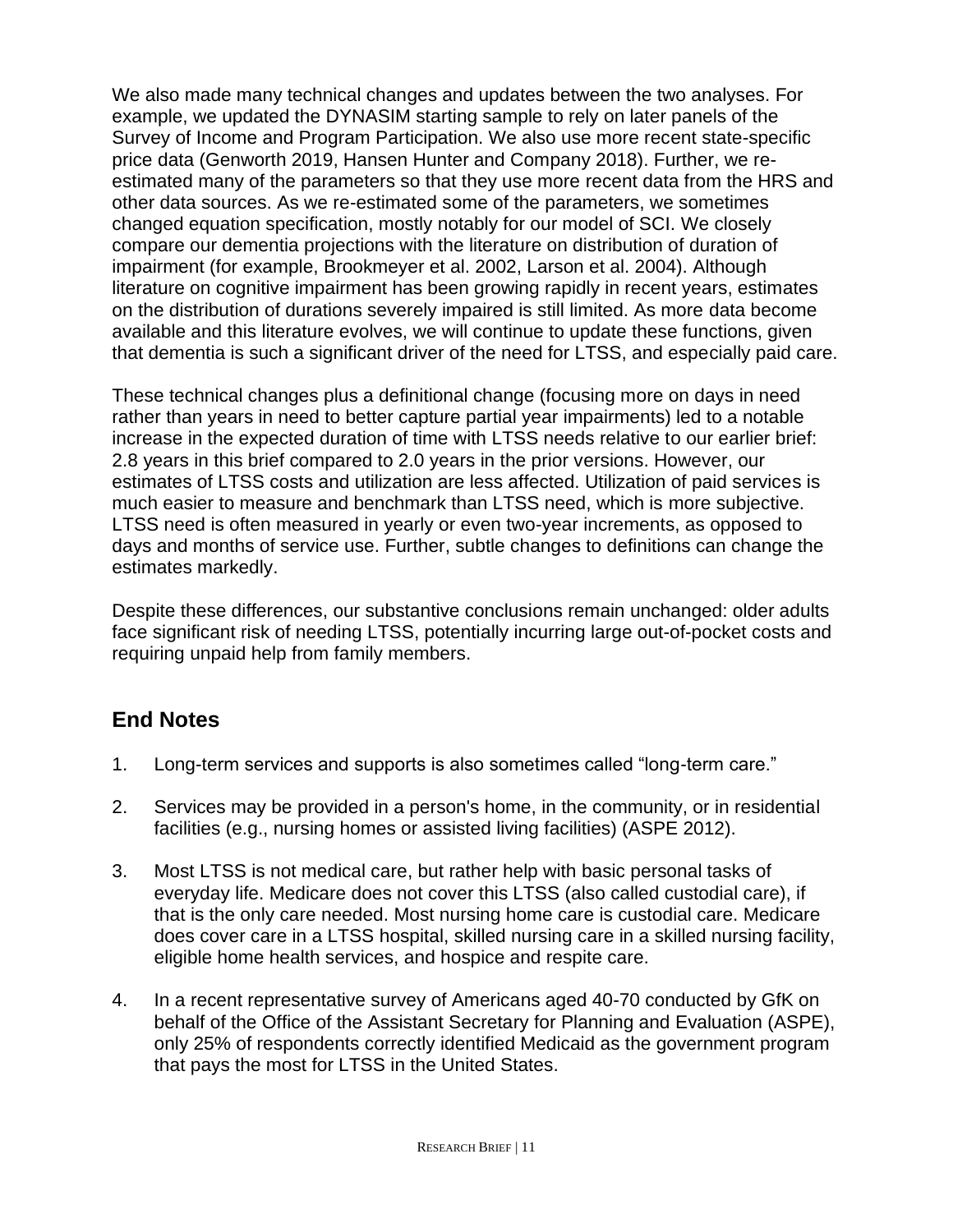We also made many technical changes and updates between the two analyses. For example, we updated the DYNASIM starting sample to rely on later panels of the Survey of Income and Program Participation. We also use more recent state-specific price data (Genworth 2019, Hansen Hunter and Company 2018). Further, we re-estimated many of the parameters so that they use more recent data from the HRS and other data sources. As we re-estimated some of the parameters, we sometimes changed equation specification, mostly notably for our model of SCI. We closely compare our dementia projections with the literature on distribution of duration of impairment (for example, Brookmeyer et al. 2002, Larson et al. 2004). Although literature on cognitive impairment has been growing rapidly in recent years, estimates on the distribution of durations severely impaired is still limited. As more data become available and this literature evolves, we will continue to update these functions, given that dementia is such a significant driver of the need for LTSS, and especially paid care.

These technical changes plus a definitional change (focusing more on days in need rather than years in need to better capture partial year impairments) led to a notable increase in the expected duration of time with LTSS needs relative to our earlier brief: 2.8 years in this brief compared to 2.0 years in the prior versions. However, our estimates of LTSS costs and utilization are less affected. Utilization of paid services is much easier to measure and benchmark than LTSS need, which is more subjective. LTSS need is often measured in yearly or even two-year increments, as opposed to days and months of service use. Further, subtle changes to definitions can change the estimates markedly.

Despite these differences, our substantive conclusions remain unchanged: older adults face significant risk of needing LTSS, potentially incurring large out-of-pocket costs and requiring unpaid help from family members.

## End Notes

1. Long-term services and supports is also sometimes called “long-term care.”

2. Services may be provided in a person's home, in the community, or in residential facilities (e.g., nursing homes or assisted living facilities) (ASPE 2012).

3. Most LTSS is not medical care, but rather help with basic personal tasks of everyday life. Medicare does not cover this LTSS (also called custodial care), if that is the only care needed. Most nursing home care is custodial care. Medicare does cover care in a LTSS hospital, skilled nursing care in a skilled nursing facility, eligible home health services, and hospice and respite care.

4. In a recent representative survey of Americans aged 40-70 conducted by GfK on behalf of the Office of the Assistant Secretary for Planning and Evaluation (ASPE), only 25% of respondents correctly identified Medicaid as the government program that pays the most for LTSS in the United States.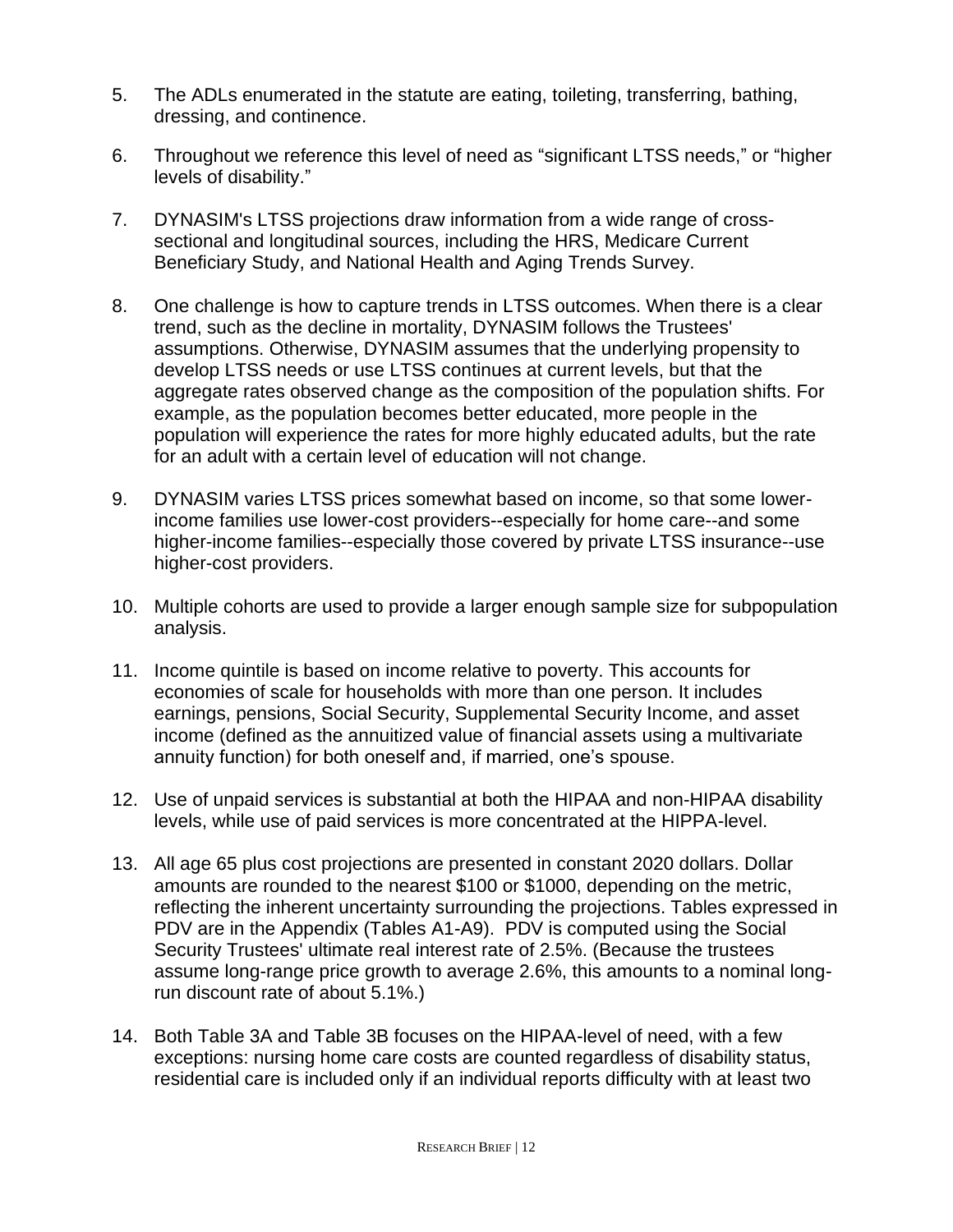5. The ADLs enumerated in the statute are eating, toileting, transferring, bathing, dressing, and continence.

6. Throughout we reference this level of need as “significant LTSS needs,” or “higher levels of disability.”

7. DYNASIM's LTSS projections draw information from a wide range of cross-sectional and longitudinal sources, including the HRS, Medicare Current Beneficiary Study, and National Health and Aging Trends Survey.

8. One challenge is how to capture trends in LTSS outcomes. When there is a clear trend, such as the decline in mortality, DYNASIM follows the Trustees' assumptions. Otherwise, DYNASIM assumes that the underlying propensity to develop LTSS needs or use LTSS continues at current levels, but that the aggregate rates observed change as the composition of the population shifts. For example, as the population becomes better educated, more people in the population will experience the rates for more highly educated adults, but the rate for an adult with a certain level of education will not change.

9. DYNASIM varies LTSS prices somewhat based on income, so that some lower-income families use lower-cost providers--especially for home care--and some higher-income families--especially those covered by private LTSS insurance--use higher-cost providers.

10. Multiple cohorts are used to provide a larger enough sample size for subpopulation analysis.

11. Income quintile is based on income relative to poverty. This accounts for economies of scale for households with more than one person. It includes earnings, pensions, Social Security, Supplemental Security Income, and asset income (defined as the annuitized value of financial assets using a multivariate annuity function) for both oneself and, if married, one’s spouse.

12. Use of unpaid services is substantial at both the HIPAA and non-HIPAA disability levels, while use of paid services is more concentrated at the HIPPA-level.

13. All age 65 plus cost projections are presented in constant 2020 dollars. Dollar amounts are rounded to the nearest $100 or $1000, depending on the metric, reflecting the inherent uncertainty surrounding the projections. Tables expressed in PDV are in the Appendix (Tables A1-A9). PDV is computed using the Social Security Trustees' ultimate real interest rate of 2.5%. (Because the trustees assume long-range price growth to average 2.6%, this amounts to a nominal long-run discount rate of about 5.1%.)

14. Both Table 3A and Table 3B focuses on the HIPAA-level of need, with a few exceptions: nursing home care costs are counted regardless of disability status, residential care is included only if an individual reports difficulty with at least two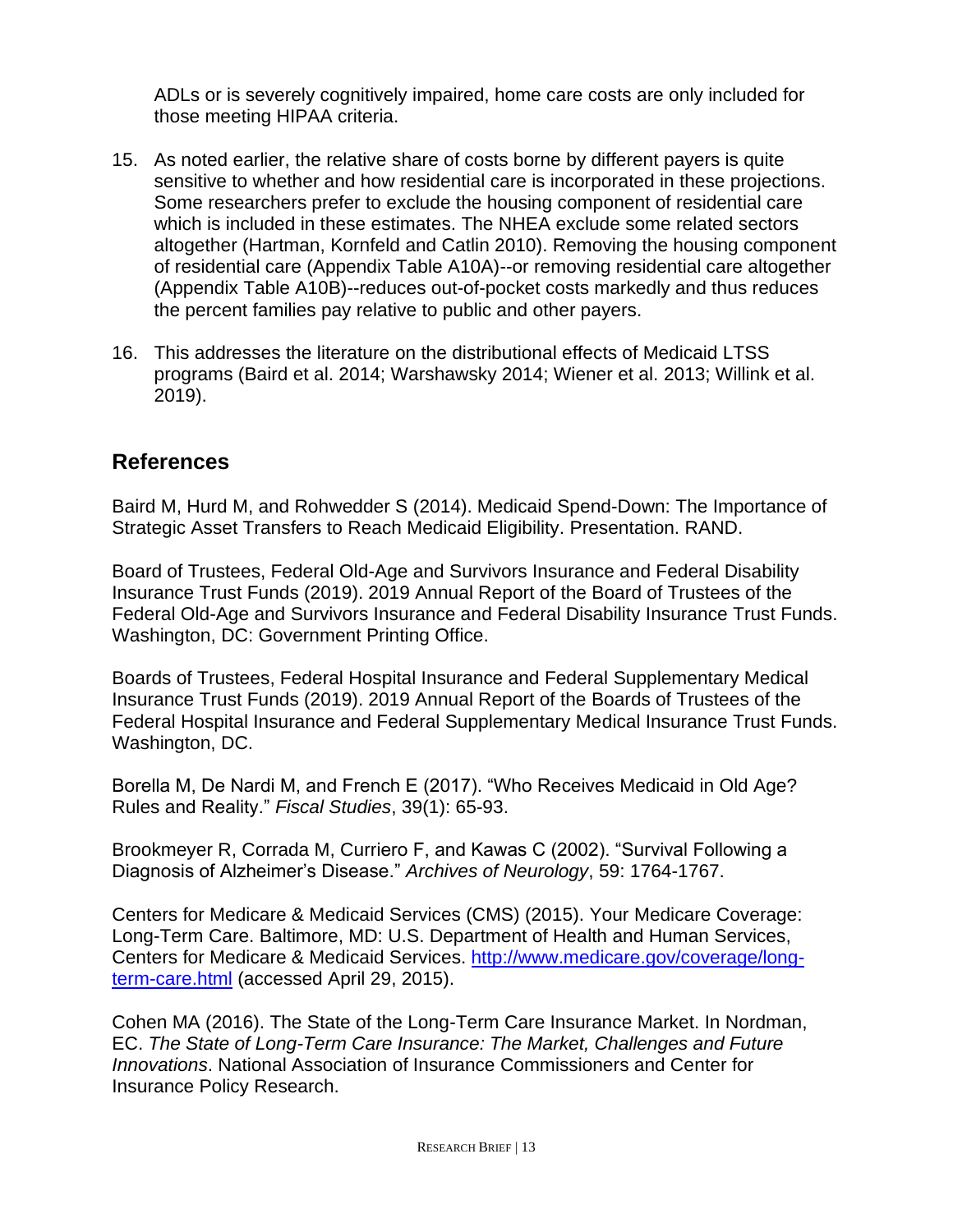ADLs or is severely cognitively impaired, home care costs are only included for those meeting HIPAA criteria.

15. As noted earlier, the relative share of costs borne by different payers is quite sensitive to whether and how residential care is incorporated in these projections. Some researchers prefer to exclude the housing component of residential care which is included in these estimates. The NHEA exclude some related sectors altogether (Hartman, Kornfeld and Catlin 2010). Removing the housing component of residential care (Appendix Table A10A)--or removing residential care altogether (Appendix Table A10B)--reduces out-of-pocket costs markedly and thus reduces the percent families pay relative to public and other payers.

16. This addresses the literature on the distributional effects of Medicaid LTSS programs (Baird et al. 2014; Warshawsky 2014; Wiener et al. 2013; Willink et al. 2019).

## References

Baird M, Hurd M, and Rohwedder S (2014). Medicaid Spend-Down: The Importance of Strategic Asset Transfers to Reach Medicaid Eligibility. Presentation. RAND.

Board of Trustees, Federal Old-Age and Survivors Insurance and Federal Disability Insurance Trust Funds (2019). 2019 Annual Report of the Board of Trustees of the Federal Old-Age and Survivors Insurance and Federal Disability Insurance Trust Funds. Washington, DC: Government Printing Office.

Boards of Trustees, Federal Hospital Insurance and Federal Supplementary Medical Insurance Trust Funds (2019). 2019 Annual Report of the Boards of Trustees of the Federal Hospital Insurance and Federal Supplementary Medical Insurance Trust Funds. Washington, DC.

Borella M, De Nardi M, and French E (2017). "Who Receives Medicaid in Old Age? Rules and Reality." *Fiscal Studies*, 39(1): 65-93.

Brookmeyer R, Corrada M, Curriero F, and Kawas C (2002). "Survival Following a Diagnosis of Alzheimer's Disease." *Archives of Neurology*, 59: 1764-1767.

Centers for Medicare & Medicaid Services (CMS) (2015). Your Medicare Coverage: Long-Term Care. Baltimore, MD: U.S. Department of Health and Human Services, Centers for Medicare & Medicaid Services. [http://www.medicare.gov/coverage/long-term-care.html](http://www.medicare.gov/coverage/long-term-care.html) (accessed April 29, 2015).

Cohen MA (2016). The State of the Long-Term Care Insurance Market. In Nordman, EC. *The State of Long-Term Care Insurance: The Market, Challenges and Future Innovations*. National Association of Insurance Commissioners and Center for Insurance Policy Research.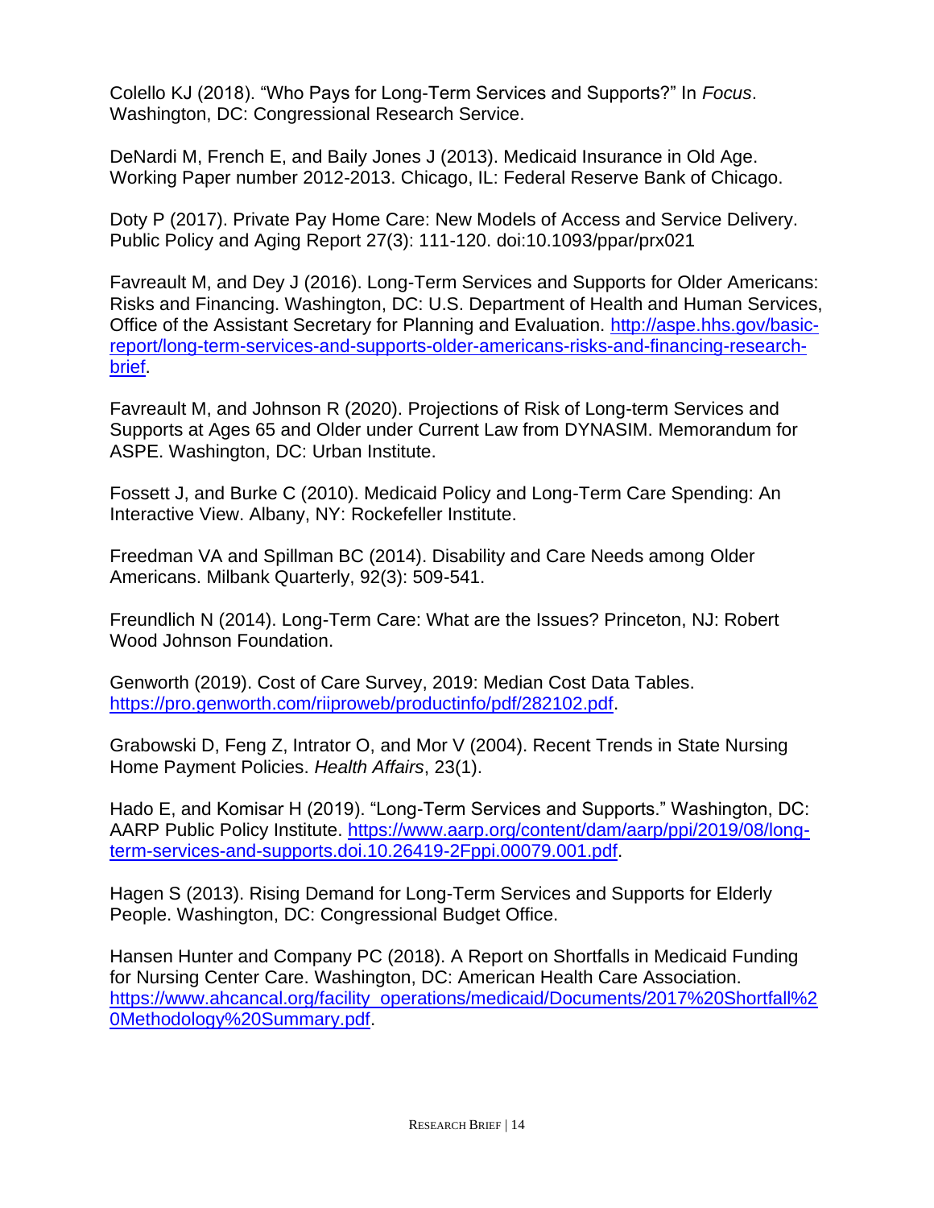Colello KJ (2018). “Who Pays for Long-Term Services and Supports?” In *Focus*. Washington, DC: Congressional Research Service.

DeNardi M, French E, and Baily Jones J (2013). Medicaid Insurance in Old Age. Working Paper number 2012-2013. Chicago, IL: Federal Reserve Bank of Chicago.

Doty P (2017). Private Pay Home Care: New Models of Access and Service Delivery. Public Policy and Aging Report 27(3): 111-120. doi:10.1093/ppar/prx021

Favreault M, and Dey J (2016). Long-Term Services and Supports for Older Americans: Risks and Financing. Washington, DC: U.S. Department of Health and Human Services, Office of the Assistant Secretary for Planning and Evaluation. [http://aspe.hhs.gov/basic-report/long-term-services-and-supports-older-americans-risks-and-financing-research-brief](http://aspe.hhs.gov/basic-report/long-term-services-and-supports-older-americans-risks-and-financing-research-brief).

Favreault M, and Johnson R (2020). Projections of Risk of Long-term Services and Supports at Ages 65 and Older under Current Law from DYNASIM. Memorandum for ASPE. Washington, DC: Urban Institute.

Fossett J, and Burke C (2010). Medicaid Policy and Long-Term Care Spending: An Interactive View. Albany, NY: Rockefeller Institute.

Freedman VA and Spillman BC (2014). Disability and Care Needs among Older Americans. Milbank Quarterly, 92(3): 509-541.

Freundlich N (2014). Long-Term Care: What are the Issues? Princeton, NJ: Robert Wood Johnson Foundation.

Genworth (2019). Cost of Care Survey, 2019: Median Cost Data Tables. [https://pro.genworth.com/riiproweb/productinfo/pdf/282102.pdf](https://pro.genworth.com/riiproweb/productinfo/pdf/282102.pdf).

Grabowski D, Feng Z, Intrator O, and Mor V (2004). Recent Trends in State Nursing Home Payment Policies. *Health Affairs*, 23(1).

Hado E, and Komisar H (2019). “Long-Term Services and Supports.” Washington, DC: AARP Public Policy Institute. [https://www.aarp.org/content/dam/aarp/ppi/2019/08/long-term-services-and-supports.doi.10.26419-2Fppi.00079.001.pdf](https://www.aarp.org/content/dam/aarp/ppi/2019/08/long-term-services-and-supports.doi.10.26419-2Fppi.00079.001.pdf).

Hagen S (2013). Rising Demand for Long-Term Services and Supports for Elderly People. Washington, DC: Congressional Budget Office.

Hansen Hunter and Company PC (2018). A Report on Shortfalls in Medicaid Funding for Nursing Center Care. Washington, DC: American Health Care Association. [https://www.ahcancal.org/facility_operations/medicaid/Documents/2017%20Shortfall%20Methodology%20Summary.pdf](https://www.ahcancal.org/facility_operations/medicaid/Documents/2017%20Shortfall%20Methodology%20Summary.pdf).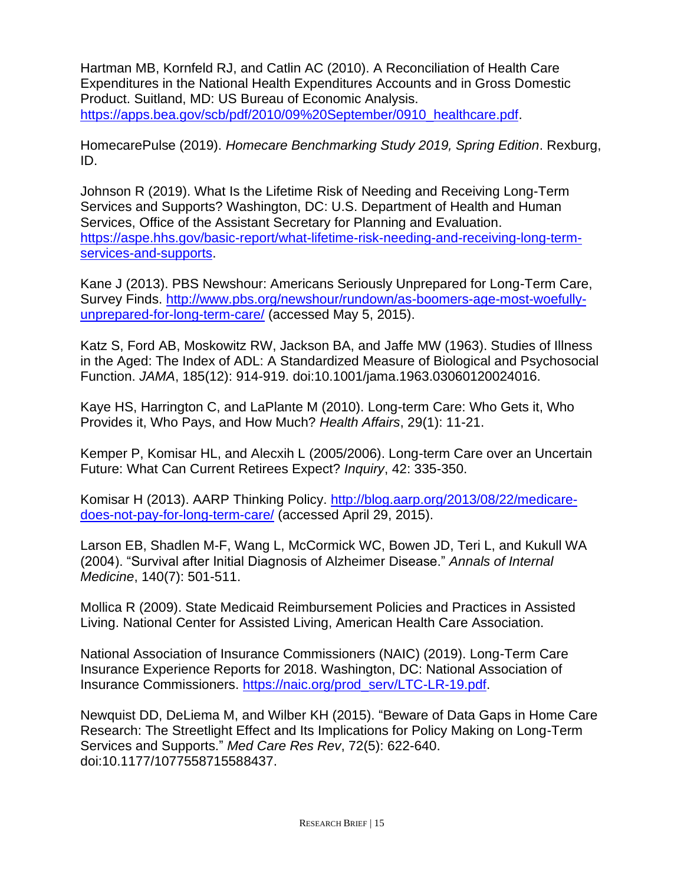Hartman MB, Kornfeld RJ, and Catlin AC (2010). A Reconciliation of Health Care Expenditures in the National Health Expenditures Accounts and in Gross Domestic Product. Suitland, MD: US Bureau of Economic Analysis. https://apps.bea.gov/scb/pdf/2010/09%20September/0910_healthcare.pdf.

HomecarePulse (2019). *Homecare Benchmarking Study 2019, Spring Edition*. Rexburg, ID.

Johnson R (2019). What Is the Lifetime Risk of Needing and Receiving Long-Term Services and Supports? Washington, DC: U.S. Department of Health and Human Services, Office of the Assistant Secretary for Planning and Evaluation. https://aspe.hhs.gov/basic-report/what-lifetime-risk-needing-and-receiving-long-term-services-and-supports.

Kane J (2013). PBS Newshour: Americans Seriously Unprepared for Long-Term Care, Survey Finds. http://www.pbs.org/newshour/rundown/as-boomers-age-most-woefully-unprepared-for-long-term-care/ (accessed May 5, 2015).

Katz S, Ford AB, Moskowitz RW, Jackson BA, and Jaffe MW (1963). Studies of Illness in the Aged: The Index of ADL: A Standardized Measure of Biological and Psychosocial Function. *JAMA*, 185(12): 914-919. doi:10.1001/jama.1963.03060120024016.

Kaye HS, Harrington C, and LaPlante M (2010). Long-term Care: Who Gets it, Who Provides it, Who Pays, and How Much? *Health Affairs*, 29(1): 11-21.

Kemper P, Komisar HL, and Alecxih L (2005/2006). Long-term Care over an Uncertain Future: What Can Current Retirees Expect? *Inquiry*, 42: 335-350.

Komisar H (2013). AARP Thinking Policy. http://blog.aarp.org/2013/08/22/medicare-does-not-pay-for-long-term-care/ (accessed April 29, 2015).

Larson EB, Shadlen M-F, Wang L, McCormick WC, Bowen JD, Teri L, and Kukull WA (2004). "Survival after Initial Diagnosis of Alzheimer Disease." *Annals of Internal Medicine*, 140(7): 501-511.

Mollica R (2009). State Medicaid Reimbursement Policies and Practices in Assisted Living. National Center for Assisted Living, American Health Care Association.

National Association of Insurance Commissioners (NAIC) (2019). Long-Term Care Insurance Experience Reports for 2018. Washington, DC: National Association of Insurance Commissioners. https://naic.org/prod_serv/LTC-LR-19.pdf.

Newquist DD, DeLiema M, and Wilber KH (2015). "Beware of Data Gaps in Home Care Research: The Streetlight Effect and Its Implications for Policy Making on Long-Term Services and Supports." *Med Care Res Rev*, 72(5): 622-640. doi:10.1177/1077558715588437.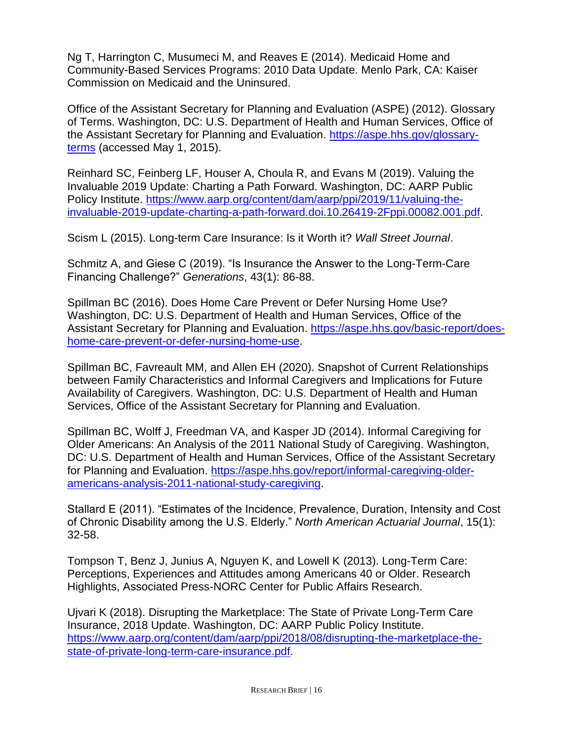Ng T, Harrington C, Musumeci M, and Reaves E (2014). Medicaid Home and Community-Based Services Programs: 2010 Data Update. Menlo Park, CA: Kaiser Commission on Medicaid and the Uninsured.

Office of the Assistant Secretary for Planning and Evaluation (ASPE) (2012). Glossary of Terms. Washington, DC: U.S. Department of Health and Human Services, Office of the Assistant Secretary for Planning and Evaluation. https://aspe.hhs.gov/glossary-terms (accessed May 1, 2015).

Reinhard SC, Feinberg LF, Houser A, Choula R, and Evans M (2019). Valuing the Invaluable 2019 Update: Charting a Path Forward. Washington, DC: AARP Public Policy Institute. https://www.aarp.org/content/dam/aarp/ppi/2019/11/valuing-the-invaluable-2019-update-charting-a-path-forward.doi.10.26419-2Fppi.00082.001.pdf.

Scism L (2015). Long-term Care Insurance: Is it Worth it? *Wall Street Journal*.

Schmitz A, and Giese C (2019). "Is Insurance the Answer to the Long-Term-Care Financing Challenge?" *Generations*, 43(1): 86-88.

Spillman BC (2016). Does Home Care Prevent or Defer Nursing Home Use? Washington, DC: U.S. Department of Health and Human Services, Office of the Assistant Secretary for Planning and Evaluation. https://aspe.hhs.gov/basic-report/does-home-care-prevent-or-defer-nursing-home-use.

Spillman BC, Favreault MM, and Allen EH (2020). Snapshot of Current Relationships between Family Characteristics and Informal Caregivers and Implications for Future Availability of Caregivers. Washington, DC: U.S. Department of Health and Human Services, Office of the Assistant Secretary for Planning and Evaluation.

Spillman BC, Wolff J, Freedman VA, and Kasper JD (2014). Informal Caregiving for Older Americans: An Analysis of the 2011 National Study of Caregiving. Washington, DC: U.S. Department of Health and Human Services, Office of the Assistant Secretary for Planning and Evaluation. https://aspe.hhs.gov/report/informal-caregiving-older-americans-analysis-2011-national-study-caregiving.

Stallard E (2011). "Estimates of the Incidence, Prevalence, Duration, Intensity and Cost of Chronic Disability among the U.S. Elderly." *North American Actuarial Journal*, 15(1): 32-58.

Tompson T, Benz J, Junius A, Nguyen K, and Lowell K (2013). Long-Term Care: Perceptions, Experiences and Attitudes among Americans 40 or Older. Research Highlights, Associated Press-NORC Center for Public Affairs Research.

Ujvari K (2018). Disrupting the Marketplace: The State of Private Long-Term Care Insurance, 2018 Update. Washington, DC: AARP Public Policy Institute. https://www.aarp.org/content/dam/aarp/ppi/2018/08/disrupting-the-marketplace-the-state-of-private-long-term-care-insurance.pdf.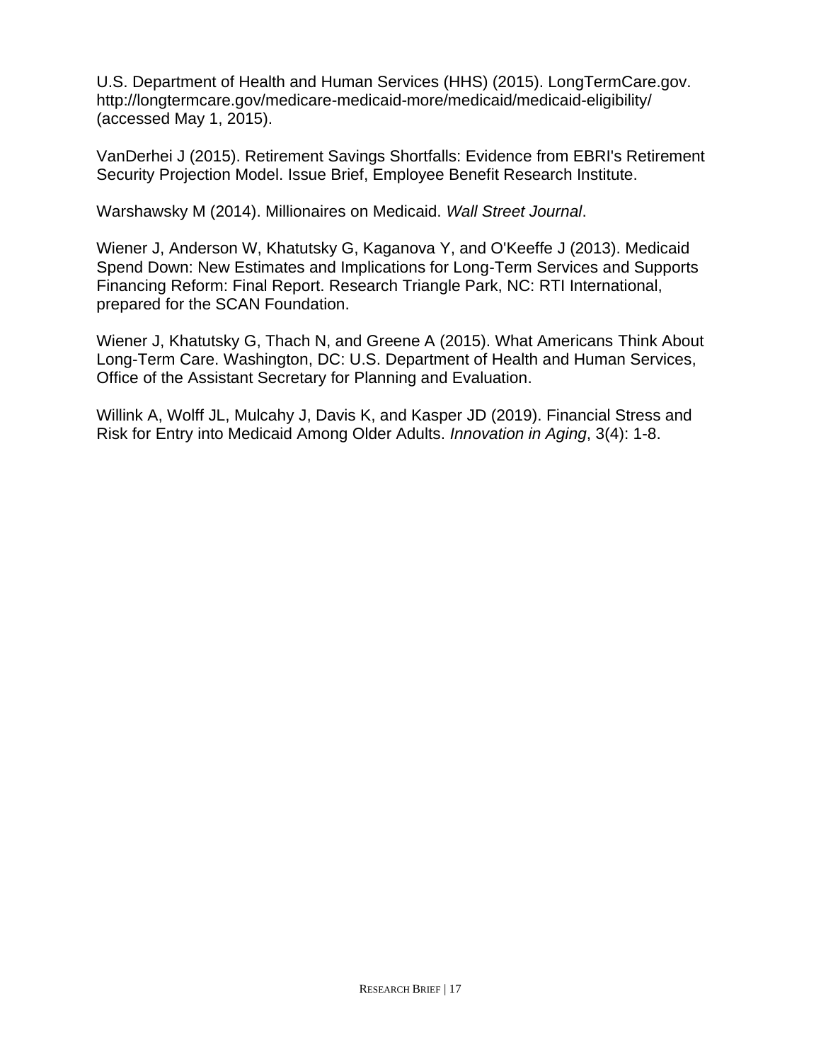U.S. Department of Health and Human Services (HHS) (2015). LongTermCare.gov. http://longtermcare.gov/medicare-medicaid-more/medicaid/medicaid-eligibility/ (accessed May 1, 2015).

VanDerhei J (2015). Retirement Savings Shortfalls: Evidence from EBRI's Retirement Security Projection Model. Issue Brief, Employee Benefit Research Institute.

Warshawsky M (2014). Millionaires on Medicaid. *Wall Street Journal*.

Wiener J, Anderson W, Khatutsky G, Kaganova Y, and O'Keeffe J (2013). Medicaid Spend Down: New Estimates and Implications for Long-Term Services and Supports Financing Reform: Final Report. Research Triangle Park, NC: RTI International, prepared for the SCAN Foundation.

Wiener J, Khatutsky G, Thach N, and Greene A (2015). What Americans Think About Long-Term Care. Washington, DC: U.S. Department of Health and Human Services, Office of the Assistant Secretary for Planning and Evaluation.

Willink A, Wolff JL, Mulcahy J, Davis K, and Kasper JD (2019). Financial Stress and Risk for Entry into Medicaid Among Older Adults. *Innovation in Aging*, 3(4): 1-8.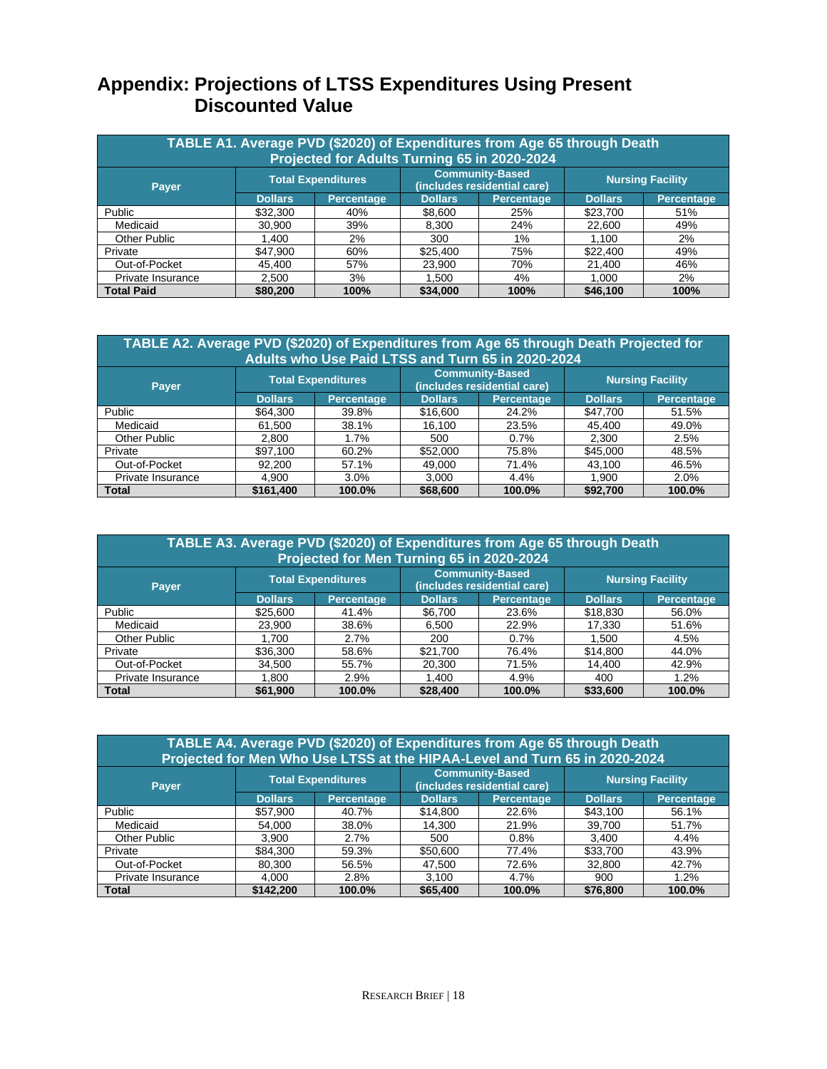# Appendix: Projections of LTSS Expenditures Using Present Discounted Value

| TABLE A1. Average PVD ($2020) of Expenditures from Age 65 through Death Projected for Adults Turning 65 in 2020-2024 | | | | | | |
|---|---|---|---|---|---|---|
| Payer | Total Expenditures | | Community-Based (includes residential care) | | Nursing Facility | |
| | Dollars | Percentage | Dollars | Percentage | Dollars | Percentage |
| Public | $32,300 | 40% | $8,600 | 25% | $23,700 | 51% |
| Medicaid | 30,900 | 39% | 8,300 | 24% | 22,600 | 49% |
| Other Public | 1,400 | 2% | 300 | 1% | 1,100 | 2% |
| Private | $47,900 | 60% | $25,400 | 75% | $22,400 | 49% |
| Out-of-Pocket | 45,400 | 57% | 23,900 | 70% | 21,400 | 46% |
| Private Insurance | 2,500 | 3% | 1,500 | 4% | 1,000 | 2% |
| **Total Paid** | **$80,200** | **100%** | **$34,000** | **100%** | **$46,100** | **100%** |

| TABLE A2. Average PVD ($2020) of Expenditures from Age 65 through Death Projected for Adults who Use Paid LTSS and Turn 65 in 2020-2024 | | | | | | |
|---|---|---|---|---|---|---|
| Payer | Total Expenditures | | Community-Based (includes residential care) | | Nursing Facility | |
| | Dollars | Percentage | Dollars | Percentage | Dollars | Percentage |
| Public | $64,300 | 39.8% | $16,600 | 24.2% | $47,700 | 51.5% |
| Medicaid | 61,500 | 38.1% | 16,100 | 23.5% | 45,400 | 49.0% |
| Other Public | 2,800 | 1.7% | 500 | 0.7% | 2,300 | 2.5% |
| Private | $97,100 | 60.2% | $52,000 | 75.8% | $45,000 | 48.5% |
| Out-of-Pocket | 92,200 | 57.1% | 49,000 | 71.4% | 43,100 | 46.5% |
| Private Insurance | 4,900 | 3.0% | 3,000 | 4.4% | 1,900 | 2.0% |
| **Total** | **$161,400** | **100.0%** | **$68,600** | **100.0%** | **$92,700** | **100.0%** |

| TABLE A3. Average PVD ($2020) of Expenditures from Age 65 through Death Projected for Men Turning 65 in 2020-2024 | | | | | | |
|---|---|---|---|---|---|---|
| Payer | Total Expenditures | | Community-Based (includes residential care) | | Nursing Facility | |
| | Dollars | Percentage | Dollars | Percentage | Dollars | Percentage |
| Public | $25,600 | 41.4% | $6,700 | 23.6% | $18,830 | 56.0% |
| Medicaid | 23,900 | 38.6% | 6,500 | 22.9% | 17,330 | 51.6% |
| Other Public | 1,700 | 2.7% | 200 | 0.7% | 1,500 | 4.5% |
| Private | $36,300 | 58.6% | $21,700 | 76.4% | $14,800 | 44.0% |
| Out-of-Pocket | 34,500 | 55.7% | 20,300 | 71.5% | 14,400 | 42.9% |
| Private Insurance | 1,800 | 2.9% | 1,400 | 4.9% | 400 | 1.2% |
| **Total** | **$61,900** | **100.0%** | **$28,400** | **100.0%** | **$33,600** | **100.0%** |

| TABLE A4. Average PVD ($2020) of Expenditures from Age 65 through Death Projected for Men Who Use LTSS at the HIPAA-Level and Turn 65 in 2020-2024 | | | | | | |
|---|---|---|---|---|---|---|
| Payer | Total Expenditures | | Community-Based (includes residential care) | | Nursing Facility | |
| | Dollars | Percentage | Dollars | Percentage | Dollars | Percentage |
| Public | $57,900 | 40.7% | $14,800 | 22.6% | $43,100 | 56.1% |
| Medicaid | 54,000 | 38.0% | 14,300 | 21.9% | 39,700 | 51.7% |
| Other Public | 3,900 | 2.7% | 500 | 0.8% | 3,400 | 4.4% |
| Private | $84,300 | 59.3% | $50,600 | 77.4% | $33,700 | 43.9% |
| Out-of-Pocket | 80,300 | 56.5% | 47,500 | 72.6% | 32,800 | 42.7% |
| Private Insurance | 4,000 | 2.8% | 3,100 | 4.7% | 900 | 1.2% |
| **Total** | **$142,200** | **100.0%** | **$65,400** | **100.0%** | **$76,800** | **100.0%** |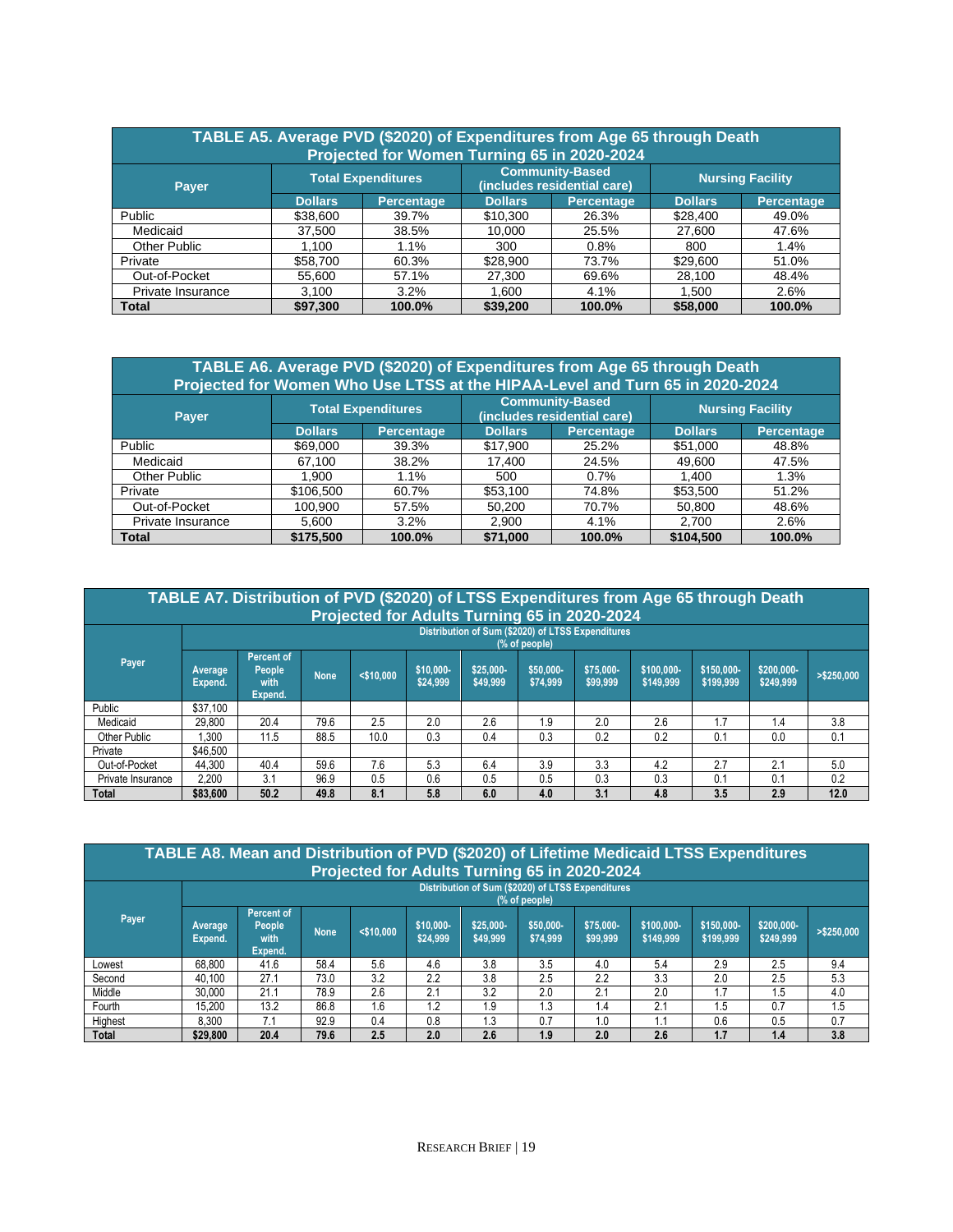| TABLE A5. Average PVD ($2020) of Expenditures from Age 65 through Death Projected for Women Turning 65 in 2020-2024 | | | | | | |
|---|---|---|---|---|---|---|
| Payer | Total Expenditures | | Community-Based (includes residential care) | | Nursing Facility | |
| | Dollars | Percentage | Dollars | Percentage | Dollars | Percentage |
| Public | $38,600 | 39.7% | $10,300 | 26.3% | $28,400 | 49.0% |
| Medicaid | 37,500 | 38.5% | 10,000 | 25.5% | 27,600 | 47.6% |
| Other Public | 1,100 | 1.1% | 300 | 0.8% | 800 | 1.4% |
| Private | $58,700 | 60.3% | $28,900 | 73.7% | $29,600 | 51.0% |
| Out-of-Pocket | 55,600 | 57.1% | 27,300 | 69.6% | 28,100 | 48.4% |
| Private Insurance | 3,100 | 3.2% | 1,600 | 4.1% | 1,500 | 2.6% |
| **Total** | **$97,300** | **100.0%** | **$39,200** | **100.0%** | **$58,000** | **100.0%** |

| TABLE A6. Average PVD ($2020) of Expenditures from Age 65 through Death Projected for Women Who Use LTSS at the HIPAA-Level and Turn 65 in 2020-2024 | | | | | | |
|---|---|---|---|---|---|---|
| Payer | Total Expenditures | | Community-Based (includes residential care) | | Nursing Facility | |
| | Dollars | Percentage | Dollars | Percentage | Dollars | Percentage |
| Public | $69,000 | 39.3% | $17,900 | 25.2% | $51,000 | 48.8% |
| Medicaid | 67,100 | 38.2% | 17,400 | 24.5% | 49,600 | 47.5% |
| Other Public | 1,900 | 1.1% | 500 | 0.7% | 1,400 | 1.3% |
| Private | $106,500 | 60.7% | $53,100 | 74.8% | $53,500 | 51.2% |
| Out-of-Pocket | 100,900 | 57.5% | 50,200 | 70.7% | 50,800 | 48.6% |
| Private Insurance | 5,600 | 3.2% | 2,900 | 4.1% | 2,700 | 2.6% |
| **Total** | **$175,500** | **100.0%** | **$71,000** | **100.0%** | **$104,500** | **100.0%** |

| TABLE A7. Distribution of PVD ($2020) of LTSS Expenditures from Age 65 through Death Projected for Adults Turning 65 in 2020-2024 | | | | | | | | | | | | |
|---|---|---|---|---|---|---|---|---|---|---|---|---|
| Payer | Distribution of Sum ($2020) of LTSS Expenditures (% of people) | | | | | | | | | | | |
| | Average Expend. | Percent of People with Expend. | None | <$10,000 | $10,000-$24,999 | $25,000-$49,999 | $50,000-$74,999 | $75,000-$99,999 | $100,000-$149,999 | $150,000-$199,999 | $200,000-$249,999 | >$250,000 |
| Public | $37,100 | | | | | | | | | | | |
| Medicaid | 29,800 | 20.4 | 79.6 | 2.5 | 2.0 | 2.6 | 1.9 | 2.0 | 2.6 | 1.7 | 1.4 | 3.8 |
| Other Public | 1,300 | 11.5 | 88.5 | 10.0 | 0.3 | 0.4 | 0.3 | 0.2 | 0.2 | 0.1 | 0.0 | 0.1 |
| Private | $46,500 | | | | | | | | | | | |
| Out-of-Pocket | 44,300 | 40.4 | 59.6 | 7.6 | 5.3 | 6.4 | 3.9 | 3.3 | 4.2 | 2.7 | 2.1 | 5.0 |
| Private Insurance | 2,200 | 3.1 | 96.9 | 0.5 | 0.6 | 0.5 | 0.5 | 0.3 | 0.3 | 0.1 | 0.1 | 0.2 |
| **Total** | **$83,600** | **50.2** | **49.8** | **8.1** | **5.8** | **6.0** | **4.0** | **3.1** | **4.8** | **3.5** | **2.9** | **12.0** |

| TABLE A8. Mean and Distribution of PVD ($2020) of Lifetime Medicaid LTSS Expenditures Projected for Adults Turning 65 in 2020-2024 | | | | | | | | | | | | |
|---|---|---|---|---|---|---|---|---|---|---|---|---|
| Payer | Distribution of Sum ($2020) of LTSS Expenditures (% of people) | | | | | | | | | | | |
| | Average Expend. | Percent of People with Expend. | None | <$10,000 | $10,000-$24,999 | $25,000-$49,999 | $50,000-$74,999 | $75,000-$99,999 | $100,000-$149,999 | $150,000-$199,999 | $200,000-$249,999 | >$250,000 |
| Lowest | 68,800 | 41.6 | 58.4 | 5.6 | 4.6 | 3.8 | 3.5 | 4.0 | 5.4 | 2.9 | 2.5 | 9.4 |
| Second | 40,100 | 27.1 | 73.0 | 3.2 | 2.2 | 3.8 | 2.5 | 2.2 | 3.3 | 2.0 | 2.5 | 5.3 |
| Middle | 30,000 | 21.1 | 78.9 | 2.6 | 2.1 | 3.2 | 2.0 | 2.1 | 2.0 | 1.7 | 1.5 | 4.0 |
| Fourth | 15,200 | 13.2 | 86.8 | 1.6 | 1.2 | 1.9 | 1.3 | 1.4 | 2.1 | 1.5 | 0.7 | 1.5 |
| Highest | 8,300 | 7.1 | 92.9 | 0.4 | 0.8 | 1.3 | 0.7 | 1.0 | 1.1 | 0.6 | 0.5 | 0.7 |
| **Total** | **$29,800** | **20.4** | **79.6** | **2.5** | **2.0** | **2.6** | **1.9** | **2.0** | **2.6** | **1.7** | **1.4** | **3.8** |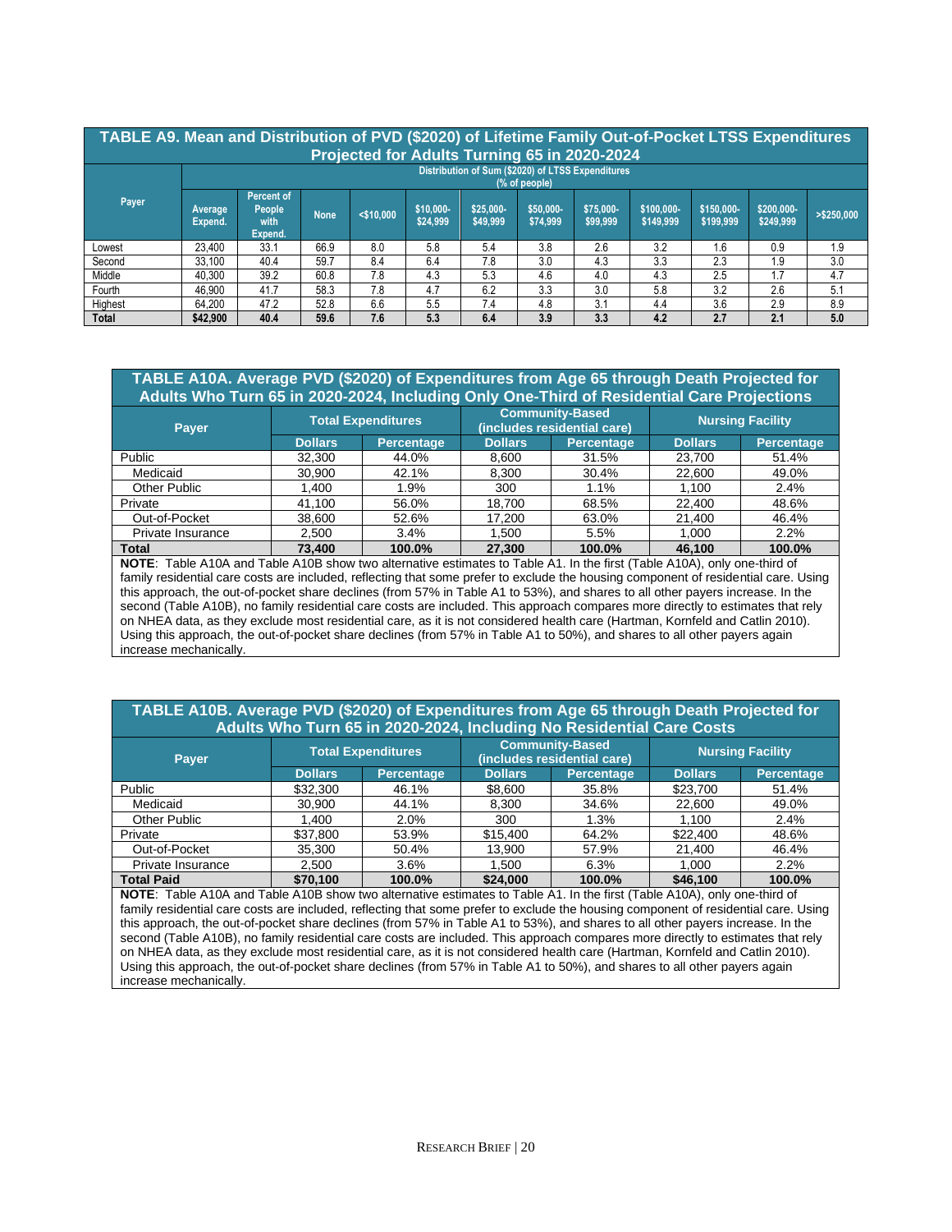**TABLE A9. Mean and Distribution of PVD ($2020) of Lifetime Family Out-of-Pocket LTSS Expenditures Projected for Adults Turning 65 in 2020-2024**

| Payer | Average Expend. | Percent of People with Expend. | Distribution of Sum ($2020) of LTSS Expenditures (% of people) | | | | | | | | | |
|---|---|---|---|---|---|---|---|---|---|---|---|---|
| | | | None | <$10,000 | $10,000-$24,999 | $25,000-$49,999 | $50,000-$74,999 | $75,000-$99,999 | $100,000-$149,999 | $150,000-$199,999 | $200,000-$249,999 | >$250,000 |
| Lowest | 23,400 | 33.1 | 66.9 | 8.0 | 5.8 | 5.4 | 3.8 | 2.6 | 3.2 | 1.6 | 0.9 | 1.9 |
| Second | 33,100 | 40.4 | 59.7 | 8.4 | 6.4 | 7.8 | 3.0 | 4.3 | 3.3 | 2.3 | 1.9 | 3.0 |
| Middle | 40,300 | 39.2 | 60.8 | 7.8 | 4.3 | 5.3 | 4.6 | 4.0 | 4.3 | 2.5 | 1.7 | 4.7 |
| Fourth | 46,900 | 41.7 | 58.3 | 7.8 | 4.7 | 6.2 | 3.3 | 3.0 | 5.8 | 3.2 | 2.6 | 5.1 |
| Highest | 64,200 | 47.2 | 52.8 | 6.6 | 5.5 | 7.4 | 4.8 | 3.1 | 4.4 | 3.6 | 2.9 | 8.9 |
| **Total** | **$42,900** | **40.4** | **59.6** | **7.6** | **5.3** | **6.4** | **3.9** | **3.3** | **4.2** | **2.7** | **2.1** | **5.0** |

**TABLE A10A. Average PVD ($2020) of Expenditures from Age 65 through Death Projected for Adults Who Turn 65 in 2020-2024, Including Only One-Third of Residential Care Projections**

| Payer | Total Expenditures | | Community-Based (includes residential care) | | Nursing Facility | |
|---|---|---|---|---|---|---|
| | Dollars | Percentage | Dollars | Percentage | Dollars | Percentage |
| Public | 32,300 | 44.0% | 8,600 | 31.5% | 23,700 | 51.4% |
| Medicaid | 30,900 | 42.1% | 8,300 | 30.4% | 22,600 | 49.0% |
| Other Public | 1,400 | 1.9% | 300 | 1.1% | 1,100 | 2.4% |
| Private | 41,100 | 56.0% | 18,700 | 68.5% | 22,400 | 48.6% |
| Out-of-Pocket | 38,600 | 52.6% | 17,200 | 63.0% | 21,400 | 46.4% |
| Private Insurance | 2,500 | 3.4% | 1,500 | 5.5% | 1,000 | 2.2% |
| **Total** | **73,400** | **100.0%** | **27,300** | **100.0%** | **46,100** | **100.0%** |

**NOTE**: Table A10A and Table A10B show two alternative estimates to Table A1. In the first (Table A10A), only one-third of family residential care costs are included, reflecting that some prefer to exclude the housing component of residential care. Using this approach, the out-of-pocket share declines (from 57% in Table A1 to 53%), and shares to all other payers increase. In the second (Table A10B), no family residential care costs are included. This approach compares more directly to estimates that rely on NHEA data, as they exclude most residential care, as it is not considered health care (Hartman, Kornfeld and Catlin 2010). Using this approach, the out-of-pocket share declines (from 57% in Table A1 to 50%), and shares to all other payers again increase mechanically.

**TABLE A10B. Average PVD ($2020) of Expenditures from Age 65 through Death Projected for Adults Who Turn 65 in 2020-2024, Including No Residential Care Costs**

| Payer | Total Expenditures | | Community-Based (includes residential care) | | Nursing Facility | |
|---|---|---|---|---|---|---|
| | Dollars | Percentage | Dollars | Percentage | Dollars | Percentage |
| Public | $32,300 | 46.1% | $8,600 | 35.8% | $23,700 | 51.4% |
| Medicaid | 30,900 | 44.1% | 8,300 | 34.6% | 22,600 | 49.0% |
| Other Public | 1,400 | 2.0% | 300 | 1.3% | 1,100 | 2.4% |
| Private | $37,800 | 53.9% | $15,400 | 64.2% | $22,400 | 48.6% |
| Out-of-Pocket | 35,300 | 50.4% | 13,900 | 57.9% | 21,400 | 46.4% |
| Private Insurance | 2,500 | 3.6% | 1,500 | 6.3% | 1,000 | 2.2% |
| **Total Paid** | **$70,100** | **100.0%** | **$24,000** | **100.0%** | **$46,100** | **100.0%** |

**NOTE**: Table A10A and Table A10B show two alternative estimates to Table A1. In the first (Table A10A), only one-third of family residential care costs are included, reflecting that some prefer to exclude the housing component of residential care. Using this approach, the out-of-pocket share declines (from 57% in Table A1 to 53%), and shares to all other payers increase. In the second (Table A10B), no family residential care costs are included. This approach compares more directly to estimates that rely on NHEA data, as they exclude most residential care, as it is not considered health care (Hartman, Kornfeld and Catlin 2010). Using this approach, the out-of-pocket share declines (from 57% in Table A1 to 50%), and shares to all other payers again increase mechanically.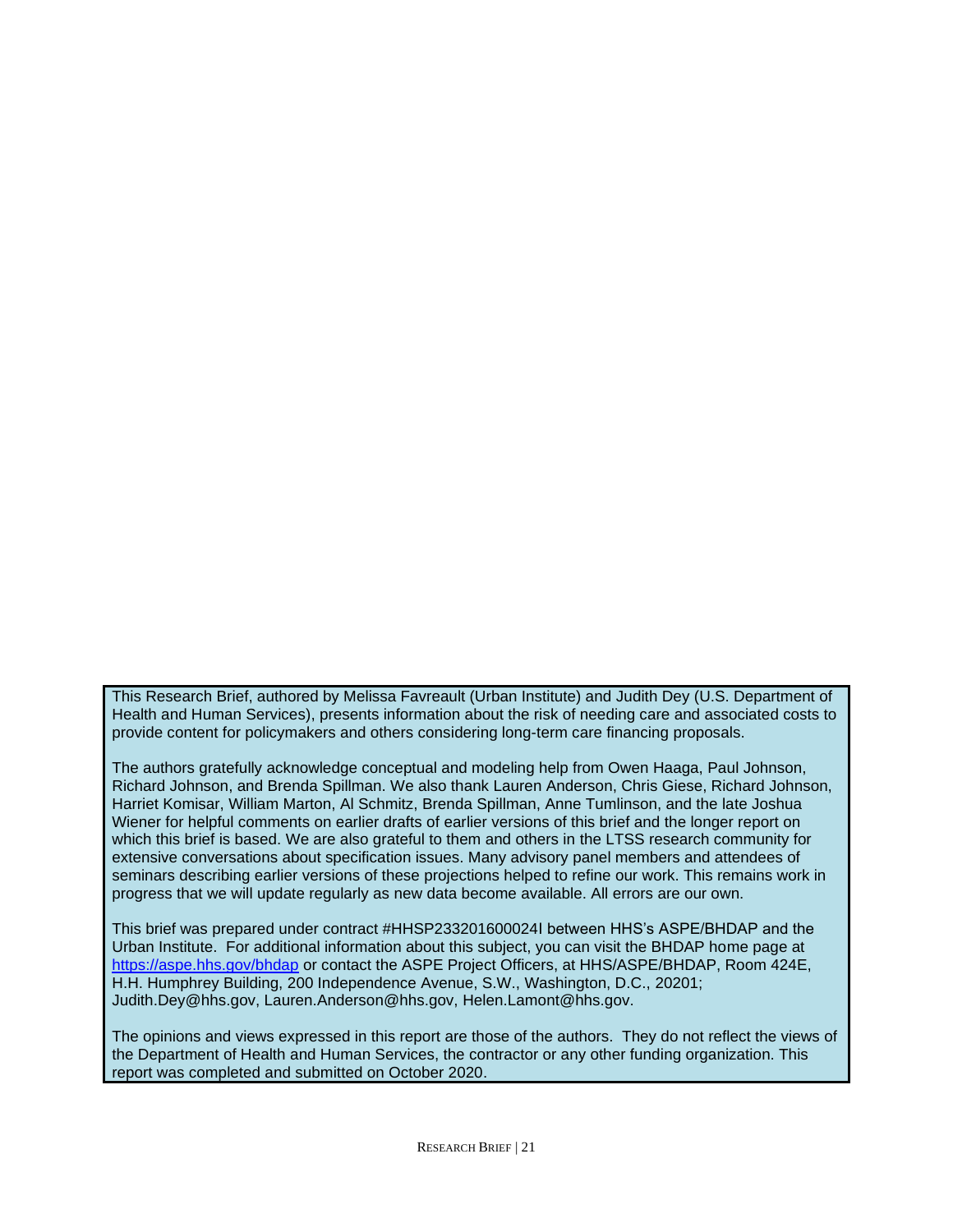This Research Brief, authored by Melissa Favreault (Urban Institute) and Judith Dey (U.S. Department of Health and Human Services), presents information about the risk of needing care and associated costs to provide content for policymakers and others considering long-term care financing proposals.

The authors gratefully acknowledge conceptual and modeling help from Owen Haaga, Paul Johnson, Richard Johnson, and Brenda Spillman. We also thank Lauren Anderson, Chris Giese, Richard Johnson, Harriet Komisar, William Marton, Al Schmitz, Brenda Spillman, Anne Tumlinson, and the late Joshua Wiener for helpful comments on earlier drafts of earlier versions of this brief and the longer report on which this brief is based. We are also grateful to them and others in the LTSS research community for extensive conversations about specification issues. Many advisory panel members and attendees of seminars describing earlier versions of these projections helped to refine our work. This remains work in progress that we will update regularly as new data become available. All errors are our own.

This brief was prepared under contract #HHSP233201600024I between HHS's ASPE/BHDAP and the Urban Institute. For additional information about this subject, you can visit the BHDAP home page at [https://aspe.hhs.gov/bhdap](https://aspe.hhs.gov/bhdap) or contact the ASPE Project Officers, at HHS/ASPE/BHDAP, Room 424E, H.H. Humphrey Building, 200 Independence Avenue, S.W., Washington, D.C., 20201; Judith.Dey@hhs.gov, Lauren.Anderson@hhs.gov, Helen.Lamont@hhs.gov.

The opinions and views expressed in this report are those of the authors. They do not reflect the views of the Department of Health and Human Services, the contractor or any other funding organization. This report was completed and submitted on October 2020.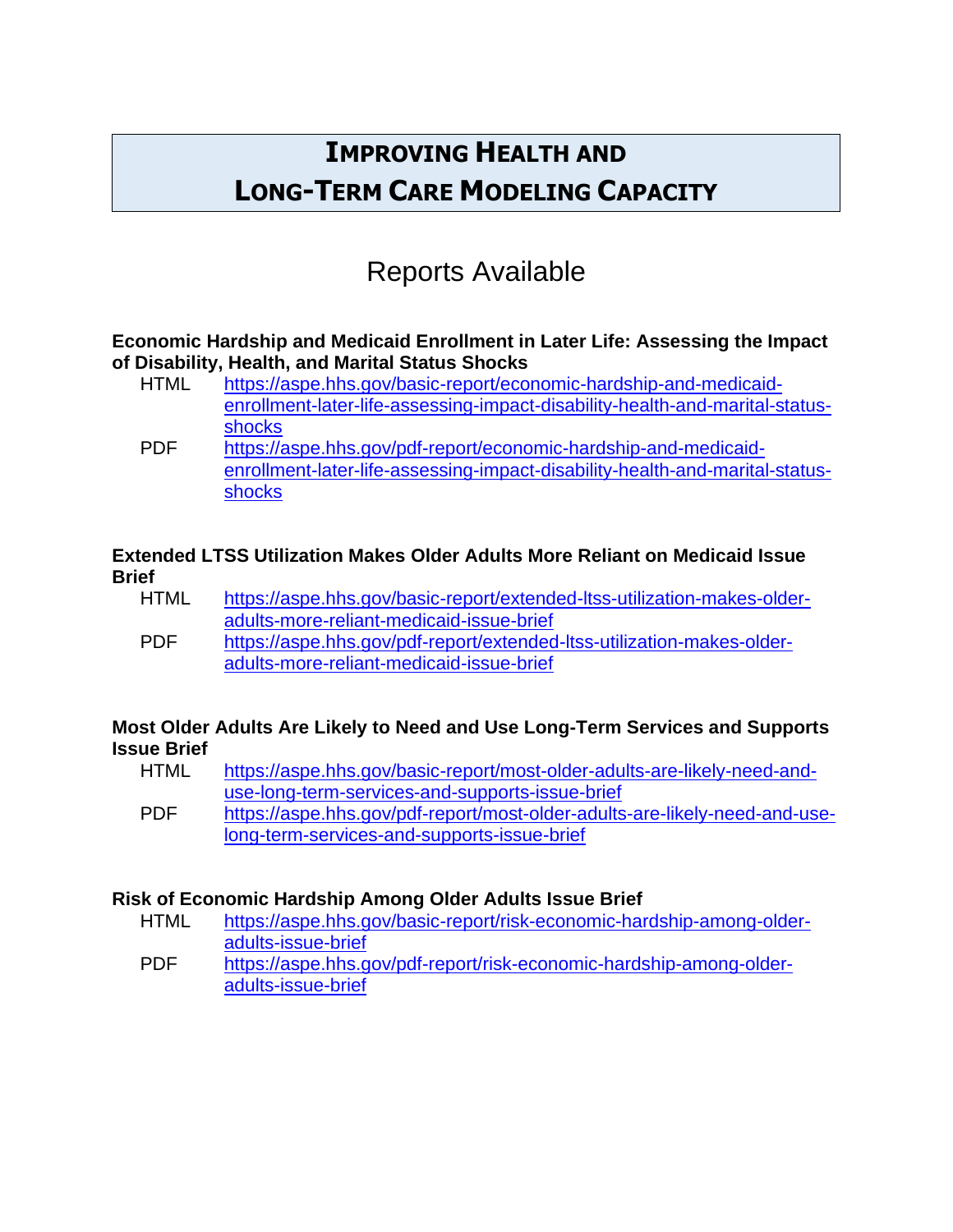# IMPROVING HEALTH AND LONG-TERM CARE MODELING CAPACITY

## Reports Available

**Economic Hardship and Medicaid Enrollment in Later Life: Assessing the Impact of Disability, Health, and Marital Status Shocks**

HTML https://aspe.hhs.gov/basic-report/economic-hardship-and-medicaid-enrollment-later-life-assessing-impact-disability-health-and-marital-status-shocks

PDF https://aspe.hhs.gov/pdf-report/economic-hardship-and-medicaid-enrollment-later-life-assessing-impact-disability-health-and-marital-status-shocks

**Extended LTSS Utilization Makes Older Adults More Reliant on Medicaid Issue Brief**

HTML https://aspe.hhs.gov/basic-report/extended-ltss-utilization-makes-older-adults-more-reliant-medicaid-issue-brief

PDF https://aspe.hhs.gov/pdf-report/extended-ltss-utilization-makes-older-adults-more-reliant-medicaid-issue-brief

**Most Older Adults Are Likely to Need and Use Long-Term Services and Supports Issue Brief**

HTML https://aspe.hhs.gov/basic-report/most-older-adults-are-likely-need-and-use-long-term-services-and-supports-issue-brief

PDF https://aspe.hhs.gov/pdf-report/most-older-adults-are-likely-need-and-use-long-term-services-and-supports-issue-brief

**Risk of Economic Hardship Among Older Adults Issue Brief**

HTML https://aspe.hhs.gov/basic-report/risk-economic-hardship-among-older-adults-issue-brief

PDF https://aspe.hhs.gov/pdf-report/risk-economic-hardship-among-older-adults-issue-brief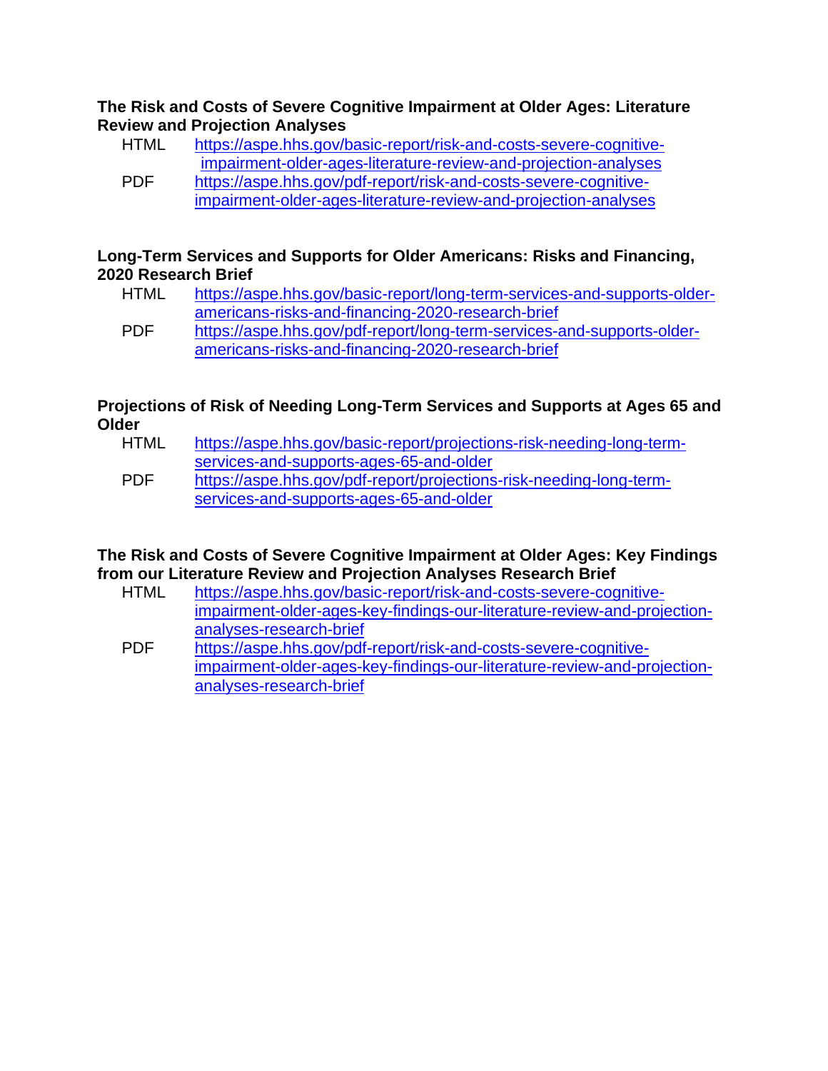**The Risk and Costs of Severe Cognitive Impairment at Older Ages: Literature Review and Projection Analyses**

HTML https://aspe.hhs.gov/basic-report/risk-and-costs-severe-cognitive-impairment-older-ages-literature-review-and-projection-analyses

PDF https://aspe.hhs.gov/pdf-report/risk-and-costs-severe-cognitive-impairment-older-ages-literature-review-and-projection-analyses

**Long-Term Services and Supports for Older Americans: Risks and Financing, 2020 Research Brief**

HTML https://aspe.hhs.gov/basic-report/long-term-services-and-supports-older-americans-risks-and-financing-2020-research-brief

PDF https://aspe.hhs.gov/pdf-report/long-term-services-and-supports-older-americans-risks-and-financing-2020-research-brief

**Projections of Risk of Needing Long-Term Services and Supports at Ages 65 and Older**

HTML https://aspe.hhs.gov/basic-report/projections-risk-needing-long-term-services-and-supports-ages-65-and-older

PDF https://aspe.hhs.gov/pdf-report/projections-risk-needing-long-term-services-and-supports-ages-65-and-older

**The Risk and Costs of Severe Cognitive Impairment at Older Ages: Key Findings from our Literature Review and Projection Analyses Research Brief**

HTML https://aspe.hhs.gov/basic-report/risk-and-costs-severe-cognitive-impairment-older-ages-key-findings-our-literature-review-and-projection-analyses-research-brief

PDF https://aspe.hhs.gov/pdf-report/risk-and-costs-severe-cognitive-impairment-older-ages-key-findings-our-literature-review-and-projection-analyses-research-brief